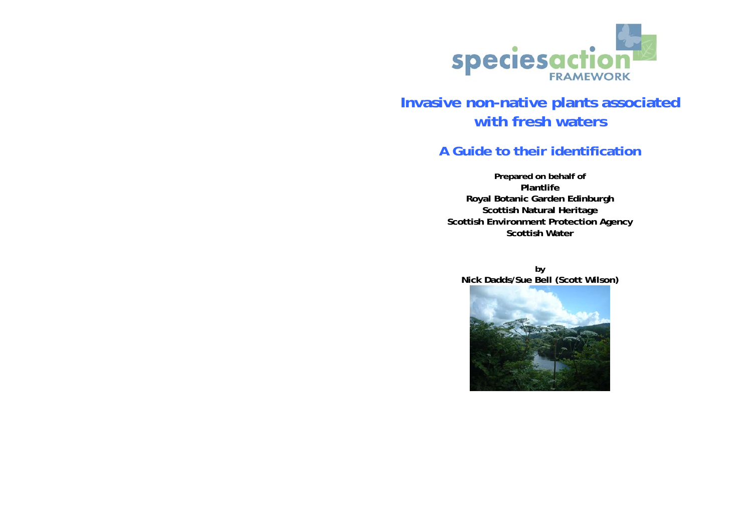speciesaction FRAMEWORK

# Invasive non-native plants associated with fresh waters

## A Guide to their identification

**Prepared on behalf of**
**Plantlife**
**Royal Botanic Garden Edinburgh**
**Scottish Natural Heritage**
**Scottish Environment Protection Agency**
**Scottish Water**

**by**
**Nick Dadds/Sue Bell (Scott Wilson)**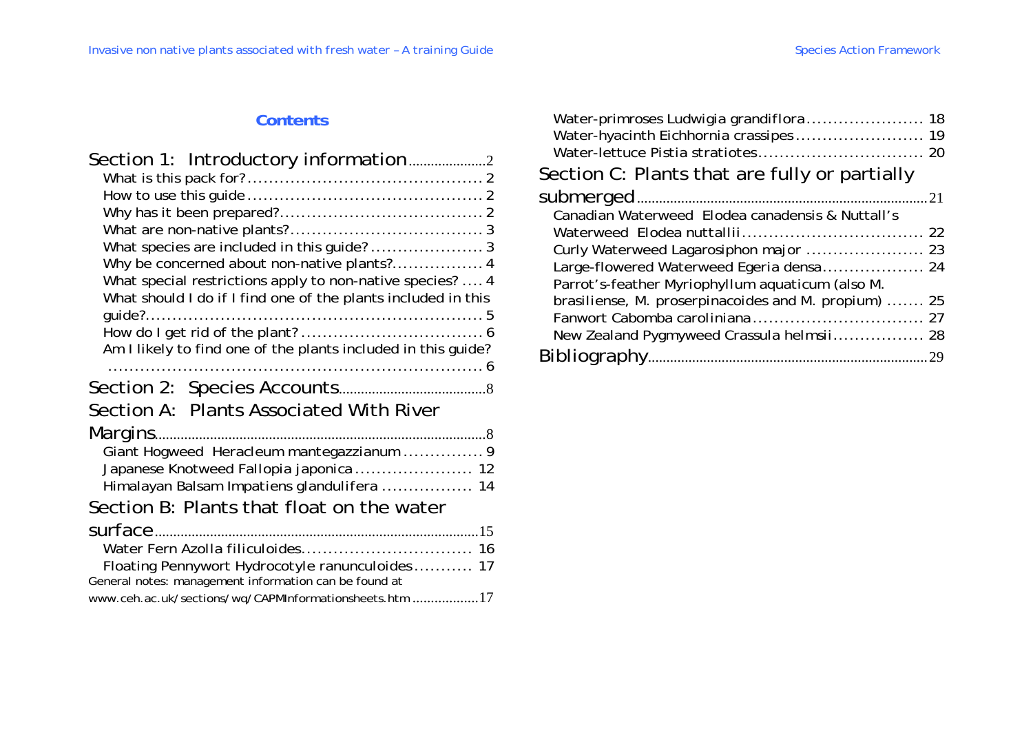**Contents**

Section 1: Introductory information .....2
- What is this pack for? ..... 2
- How to use this guide ..... 2
- Why has it been prepared? ..... 2
- What are non-native plants? ..... 3
- What species are included in this guide? ..... 3
- Why be concerned about non-native plants? ..... 4
- What special restrictions apply to non-native species? ..... 4
- What should I do if I find one of the plants included in this guide? ..... 5
- How do I get rid of the plant? ..... 6
- Am I likely to find one of the plants included in this guide? ..... 6

Section 2: Species Accounts .....8

Section A: Plants Associated With River Margins .....8
- Giant Hogweed Heracleum mantegazzianum ..... 9
- Japanese Knotweed Fallopia japonica ..... 12
- Himalayan Balsam Impatiens glandulifera ..... 14

Section B: Plants that float on the water surface .....15
- Water Fern Azolla filiculoides ..... 16
- Floating Pennywort Hydrocotyle ranunculoides ..... 17

General notes: management information can be found at www.ceh.ac.uk/sections/wq/CAPMInformationsheets.htm .....17

- Water-primroses Ludwigia grandiflora ..... 18
- Water-hyacinth Eichhornia crassipes ..... 19
- Water-lettuce Pistia stratiotes ..... 20

Section C: Plants that are fully or partially submerged .....21
- Canadian Waterweed Elodea canadensis & Nuttall's Waterweed Elodea nuttallii ..... 22
- Curly Waterweed Lagarosiphon major ..... 23
- Large-flowered Waterweed Egeria densa ..... 24
- Parrot's-feather Myriophyllum aquaticum (also M. brasiliense, M. proserpinacoides and M. propium) ..... 25
- Fanwort Cabomba caroliniana ..... 27
- New Zealand Pygmyweed Crassula helmsii ..... 28

Bibliography .....29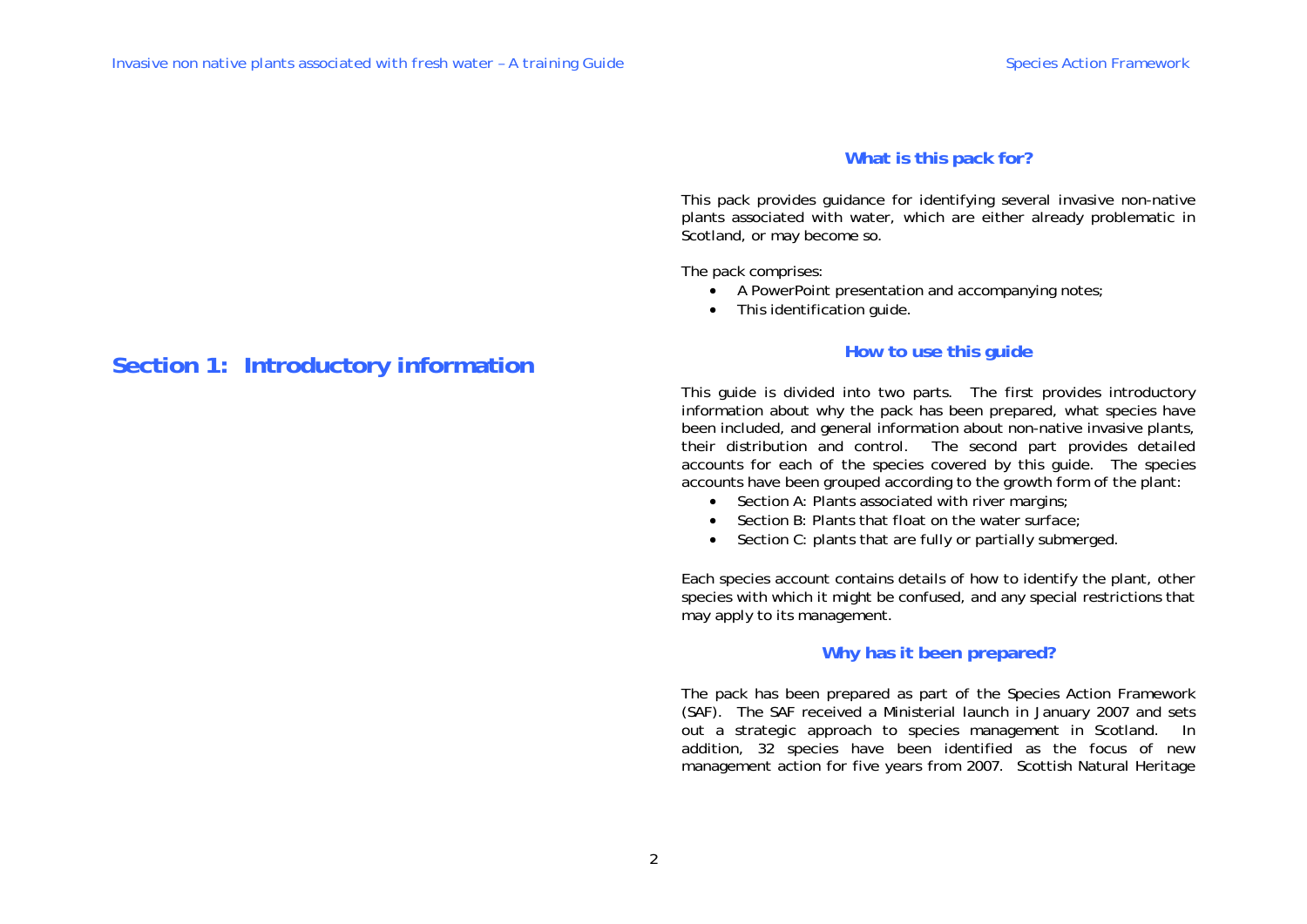# Section 1: Introductory information

## What is this pack for?

This pack provides guidance for identifying several invasive non-native plants associated with water, which are either already problematic in Scotland, or may become so.

The pack comprises:

- A PowerPoint presentation and accompanying notes;
- This identification guide.

## How to use this guide

This guide is divided into two parts. The first provides introductory information about why the pack has been prepared, what species have been included, and general information about non-native invasive plants, their distribution and control. The second part provides detailed accounts for each of the species covered by this guide. The species accounts have been grouped according to the growth form of the plant:

- Section A: Plants associated with river margins;
- Section B: Plants that float on the water surface;
- Section C: plants that are fully or partially submerged.

Each species account contains details of how to identify the plant, other species with which it might be confused, and any special restrictions that may apply to its management.

## Why has it been prepared?

The pack has been prepared as part of the Species Action Framework (SAF). The SAF received a Ministerial launch in January 2007 and sets out a strategic approach to species management in Scotland. In addition, 32 species have been identified as the focus of new management action for five years from 2007. Scottish Natural Heritage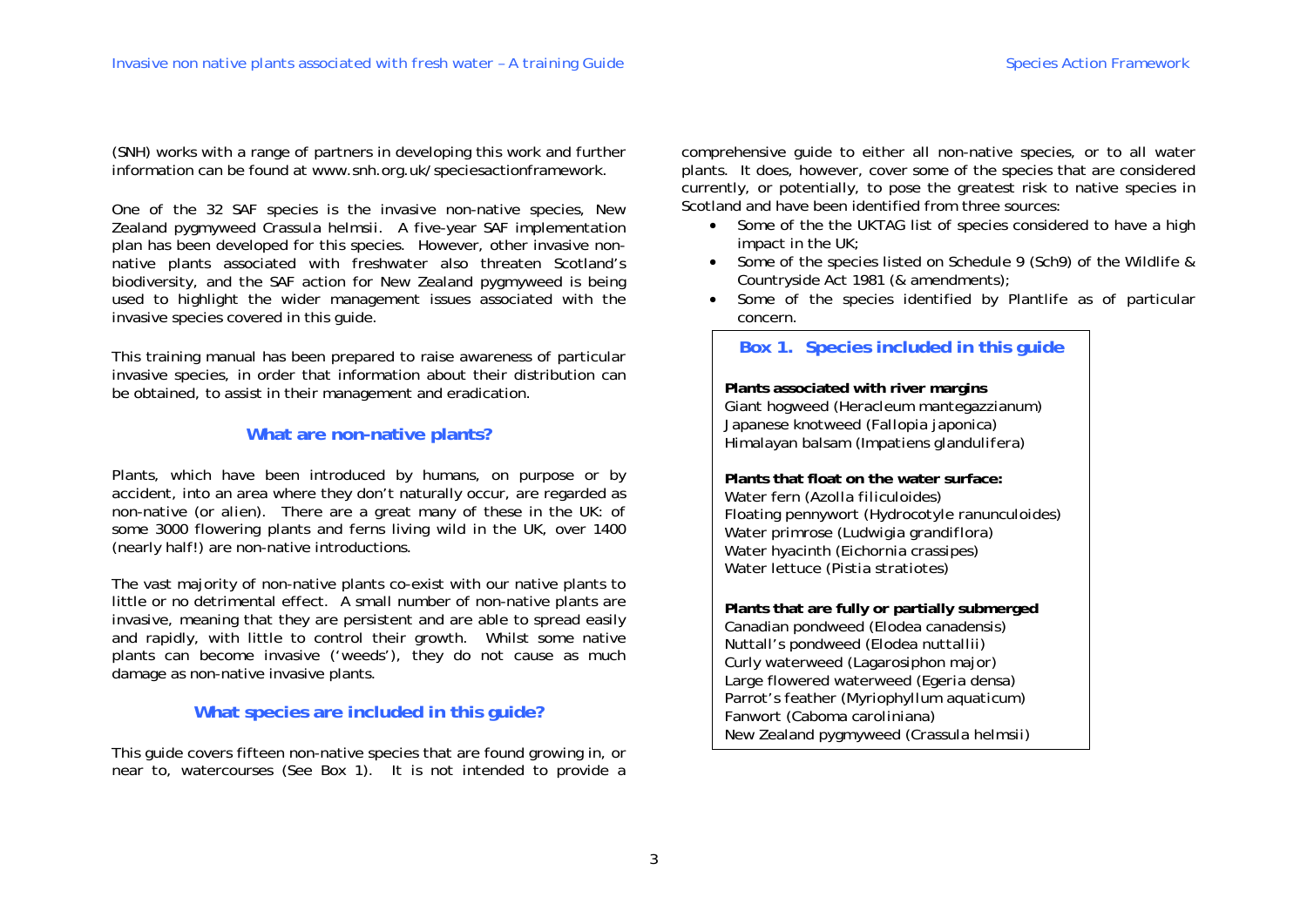(SNH) works with a range of partners in developing this work and further information can be found at www.snh.org.uk/speciesactionframework.

One of the 32 SAF species is the invasive non-native species, New Zealand pygmyweed *Crassula helmsii*. A five-year SAF implementation plan has been developed for this species. However, other invasive non-native plants associated with freshwater also threaten Scotland's biodiversity, and the SAF action for New Zealand pygmyweed is being used to highlight the wider management issues associated with the invasive species covered in this guide.

This training manual has been prepared to raise awareness of particular invasive species, in order that information about their distribution can be obtained, to assist in their management and eradication.

## What are non-native plants?

Plants, which have been introduced by humans, on purpose or by accident, into an area where they don't naturally occur, are regarded as non-native (or alien). There are a great many of these in the UK: of some 3000 flowering plants and ferns living wild in the UK, over 1400 (nearly half!) are non-native introductions.

The vast majority of non-native plants co-exist with our native plants to little or no detrimental effect. A small number of non-native plants are invasive, meaning that they are persistent and are able to spread easily and rapidly, with little to control their growth. Whilst some native plants can become invasive ('weeds'), they do not cause as much damage as non-native invasive plants.

## What species are included in this guide?

This guide covers fifteen non-native species that are found growing in, or near to, watercourses (See Box 1). It is not intended to provide a comprehensive guide to either all non-native species, or to all water plants. It does, however, cover some of the species that are considered currently, or potentially, to pose the greatest risk to native species in Scotland and have been identified from three sources:

- Some of the the UKTAG list of species considered to have a high impact in the UK;
- Some of the species listed on Schedule 9 (Sch9) of the Wildlife & Countryside Act 1981 (& amendments);
- Some of the species identified by Plantlife as of particular concern.

### Box 1. Species included in this guide

**Plants associated with river margins**
Giant hogweed (*Heracleum mantegazzianum*)
Japanese knotweed (*Fallopia japonica*)
Himalayan balsam (*Impatiens glandulifera*)

**Plants that float on the water surface:**
Water fern (*Azolla filiculoides*)
Floating pennywort (*Hydrocotyle ranunculoides*)
Water primrose (*Ludwigia grandiflora*)
Water hyacinth (*Eichornia crassipes*)
Water lettuce (*Pistia stratiotes*)

**Plants that are fully or partially submerged**
Canadian pondweed (*Elodea canadensis*)
Nuttall's pondweed (*Elodea nuttallii*)
Curly waterweed (*Lagarosiphon major*)
Large flowered waterweed (*Egeria densa*)
Parrot's feather (*Myriophyllum aquaticum*)
Fanwort (*Caboma caroliniana*)
New Zealand pygmyweed (*Crassula helmsii*)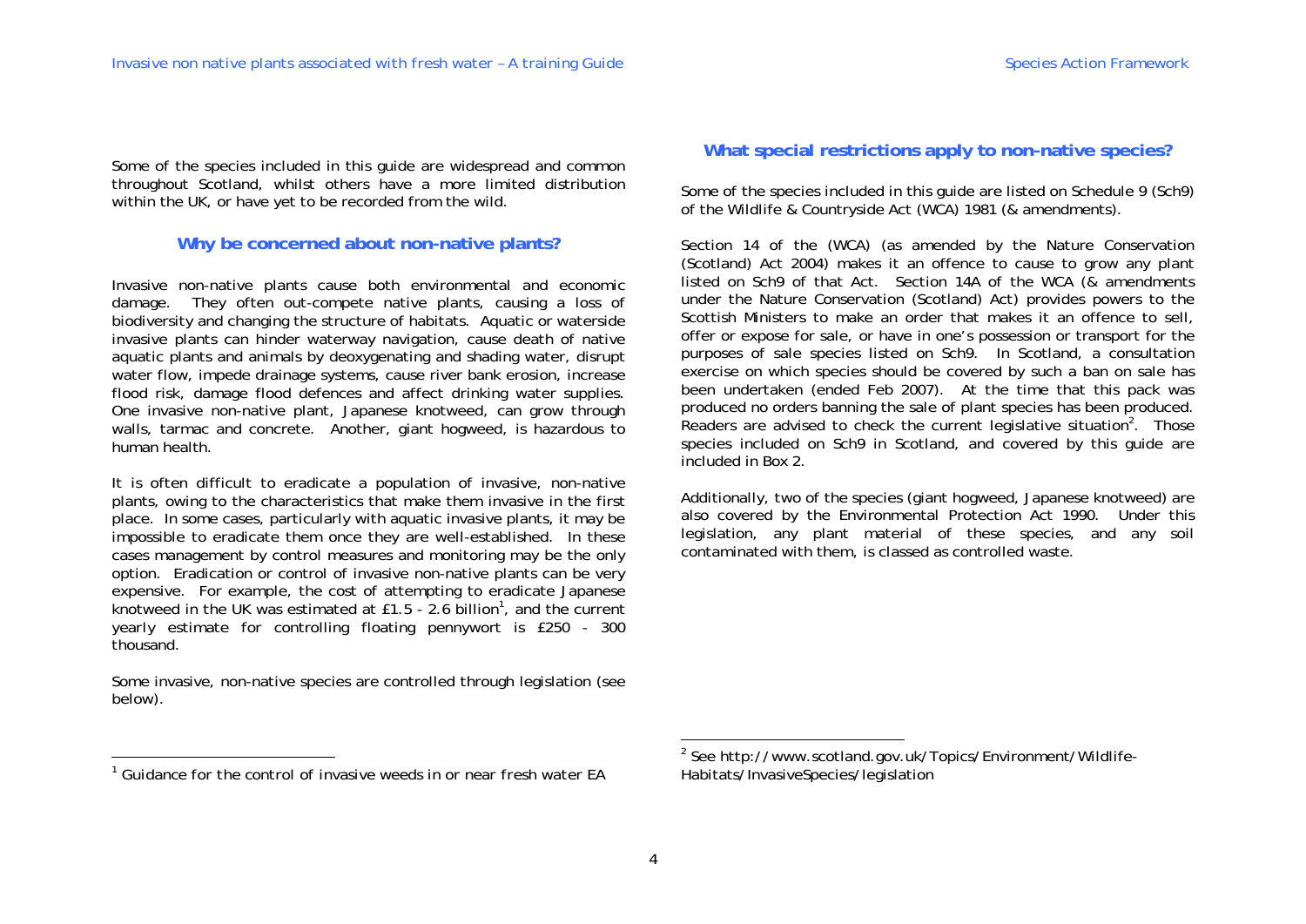Some of the species included in this guide are widespread and common throughout Scotland, whilst others have a more limited distribution within the UK, or have yet to be recorded from the wild.

## Why be concerned about non-native plants?

Invasive non-native plants cause both environmental and economic damage. They often out-compete native plants, causing a loss of biodiversity and changing the structure of habitats. Aquatic or waterside invasive plants can hinder waterway navigation, cause death of native aquatic plants and animals by deoxygenating and shading water, disrupt water flow, impede drainage systems, cause river bank erosion, increase flood risk, damage flood defences and affect drinking water supplies. One invasive non-native plant, Japanese knotweed, can grow through walls, tarmac and concrete. Another, giant hogweed, is hazardous to human health.

It is often difficult to eradicate a population of invasive, non-native plants, owing to the characteristics that make them invasive in the first place. In some cases, particularly with aquatic invasive plants, it may be impossible to eradicate them once they are well-established. In these cases management by control measures and monitoring may be the only option. Eradication or control of invasive non-native plants can be very expensive. For example, the cost of attempting to eradicate Japanese knotweed in the UK was estimated at £1.5 - 2.6 billion[1], and the current yearly estimate for controlling floating pennywort is £250 - 300 thousand.

Some invasive, non-native species are controlled through legislation (see below).

## What special restrictions apply to non-native species?

Some of the species included in this guide are listed on Schedule 9 (Sch9) of the Wildlife & Countryside Act (WCA) 1981 (& amendments).

Section 14 of the (WCA) (as amended by the Nature Conservation (Scotland) Act 2004) makes it an offence to cause to grow any plant listed on Sch9 of that Act. Section 14A of the WCA (& amendments under the Nature Conservation (Scotland) Act) provides powers to the Scottish Ministers to make an order that makes it an offence to sell, offer or expose for sale, or have in one's possession or transport for the purposes of sale species listed on Sch9. In Scotland, a consultation exercise on which species should be covered by such a ban on sale has been undertaken (ended Feb 2007). At the time that this pack was produced no orders banning the sale of plant species has been produced. Readers are advised to check the current legislative situation[2]. Those species included on Sch9 in Scotland, and covered by this guide are included in Box 2.

Additionally, two of the species (giant hogweed, Japanese knotweed) are also covered by the Environmental Protection Act 1990. Under this legislation, any plant material of these species, and any soil contaminated with them, is classed as controlled waste.

---

[1] Guidance for the control of invasive weeds in or near fresh water EA

[2] See http://www.scotland.gov.uk/Topics/Environment/Wildlife-Habitats/InvasiveSpecies/legislation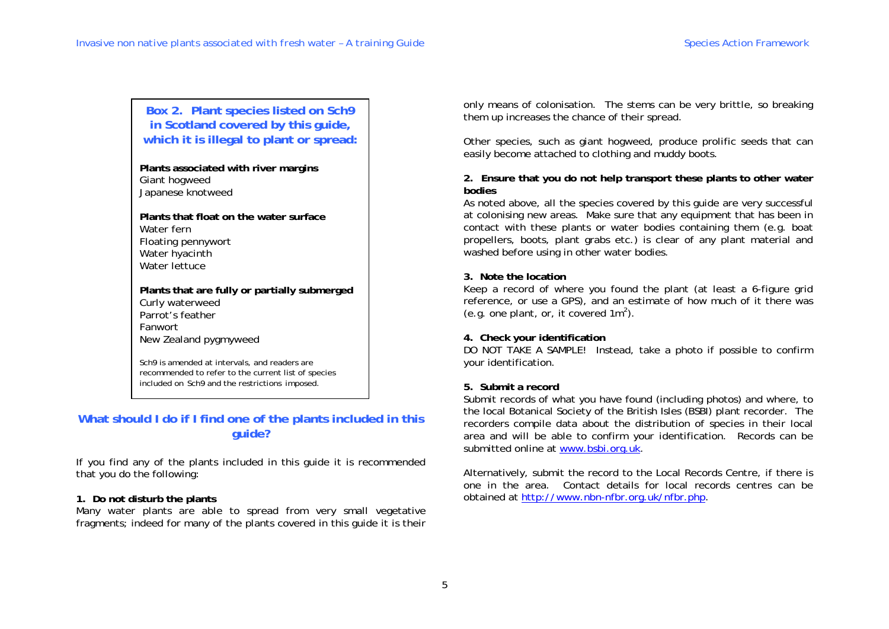> **Box 2. Plant species listed on Sch9 in Scotland covered by this guide, which it is illegal to plant or spread:**
>
> **Plants associated with river margins**
> Giant hogweed
> Japanese knotweed
>
> **Plants that float on the water surface**
> Water fern
> Floating pennywort
> Water hyacinth
> Water lettuce
>
> **Plants that are fully or partially submerged**
> Curly waterweed
> Parrot's feather
> Fanwort
> New Zealand pygmyweed
>
> Sch9 is amended at intervals, and readers are recommended to refer to the current list of species included on Sch9 and the restrictions imposed.

## What should I do if I find one of the plants included in this guide?

If you find any of the plants included in this guide it is recommended that you do the following:

**1. Do not disturb the plants**

Many water plants are able to spread from very small vegetative fragments; indeed for many of the plants covered in this guide it is their only means of colonisation. The stems can be very brittle, so breaking them up increases the chance of their spread.

Other species, such as giant hogweed, produce prolific seeds that can easily become attached to clothing and muddy boots.

**2. Ensure that you do not help transport these plants to other water bodies**

As noted above, all the species covered by this guide are very successful at colonising new areas. Make sure that any equipment that has been in contact with these plants or water bodies containing them (e.g. boat propellers, boots, plant grabs etc.) is clear of any plant material and washed before using in other water bodies.

**3. Note the location**

Keep a record of where you found the plant (at least a 6-figure grid reference, or use a GPS), and an estimate of how much of it there was (e.g. one plant, or, it covered $1m^2$).

**4. Check your identification**

DO NOT TAKE A SAMPLE! Instead, take a photo if possible to confirm your identification.

**5. Submit a record**

Submit records of what you have found (including photos) and where, to the local Botanical Society of the British Isles (BSBI) plant recorder. The recorders compile data about the distribution of species in their local area and will be able to confirm your identification. Records can be submitted online at www.bsbi.org.uk.

Alternatively, submit the record to the Local Records Centre, if there is one in the area. Contact details for local records centres can be obtained at http://www.nbn-nfbr.org.uk/nfbr.php.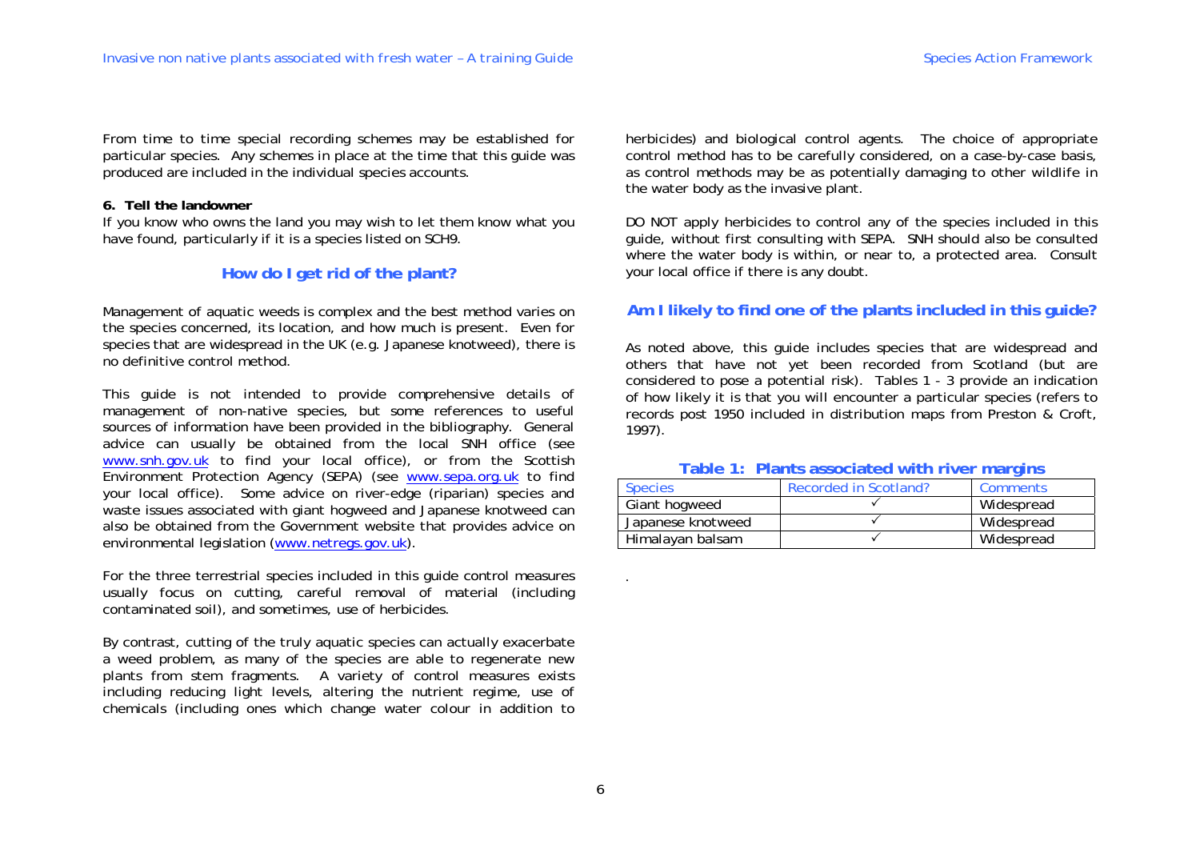From time to time special recording schemes may be established for particular species. Any schemes in place at the time that this guide was produced are included in the individual species accounts.

**6. Tell the landowner**

If you know who owns the land you may wish to let them know what you have found, particularly if it is a species listed on SCH9.

## How do I get rid of the plant?

Management of aquatic weeds is complex and the best method varies on the species concerned, its location, and how much is present. Even for species that are widespread in the UK (e.g. Japanese knotweed), there is no definitive control method.

This guide is not intended to provide comprehensive details of management of non-native species, but some references to useful sources of information have been provided in the bibliography. General advice can usually be obtained from the local SNH office (see www.snh.gov.uk to find your local office), or from the Scottish Environment Protection Agency (SEPA) (see www.sepa.org.uk to find your local office). Some advice on river-edge (riparian) species and waste issues associated with giant hogweed and Japanese knotweed can also be obtained from the Government website that provides advice on environmental legislation (www.netregs.gov.uk).

For the three terrestrial species included in this guide control measures usually focus on cutting, careful removal of material (including contaminated soil), and sometimes, use of herbicides.

By contrast, cutting of the truly aquatic species can actually exacerbate a weed problem, as many of the species are able to regenerate new plants from stem fragments. A variety of control measures exists including reducing light levels, altering the nutrient regime, use of chemicals (including ones which change water colour in addition to herbicides) and biological control agents. The choice of appropriate control method has to be carefully considered, on a case-by-case basis, as control methods may be as potentially damaging to other wildlife in the water body as the invasive plant.

DO NOT apply herbicides to control any of the species included in this guide, without first consulting with SEPA. SNH should also be consulted where the water body is within, or near to, a protected area. Consult your local office if there is any doubt.

## Am I likely to find one of the plants included in this guide?

As noted above, this guide includes species that are widespread and others that have not yet been recorded from Scotland (but are considered to pose a potential risk). Tables 1 - 3 provide an indication of how likely it is that you will encounter a particular species (refers to records post 1950 included in distribution maps from Preston & Croft, 1997).

**Table 1: Plants associated with river margins**

| Species | Recorded in Scotland? | Comments |
|---|---|---|
| Giant hogweed | ✓ | Widespread |
| Japanese knotweed | ✓ | Widespread |
| Himalayan balsam | ✓ | Widespread |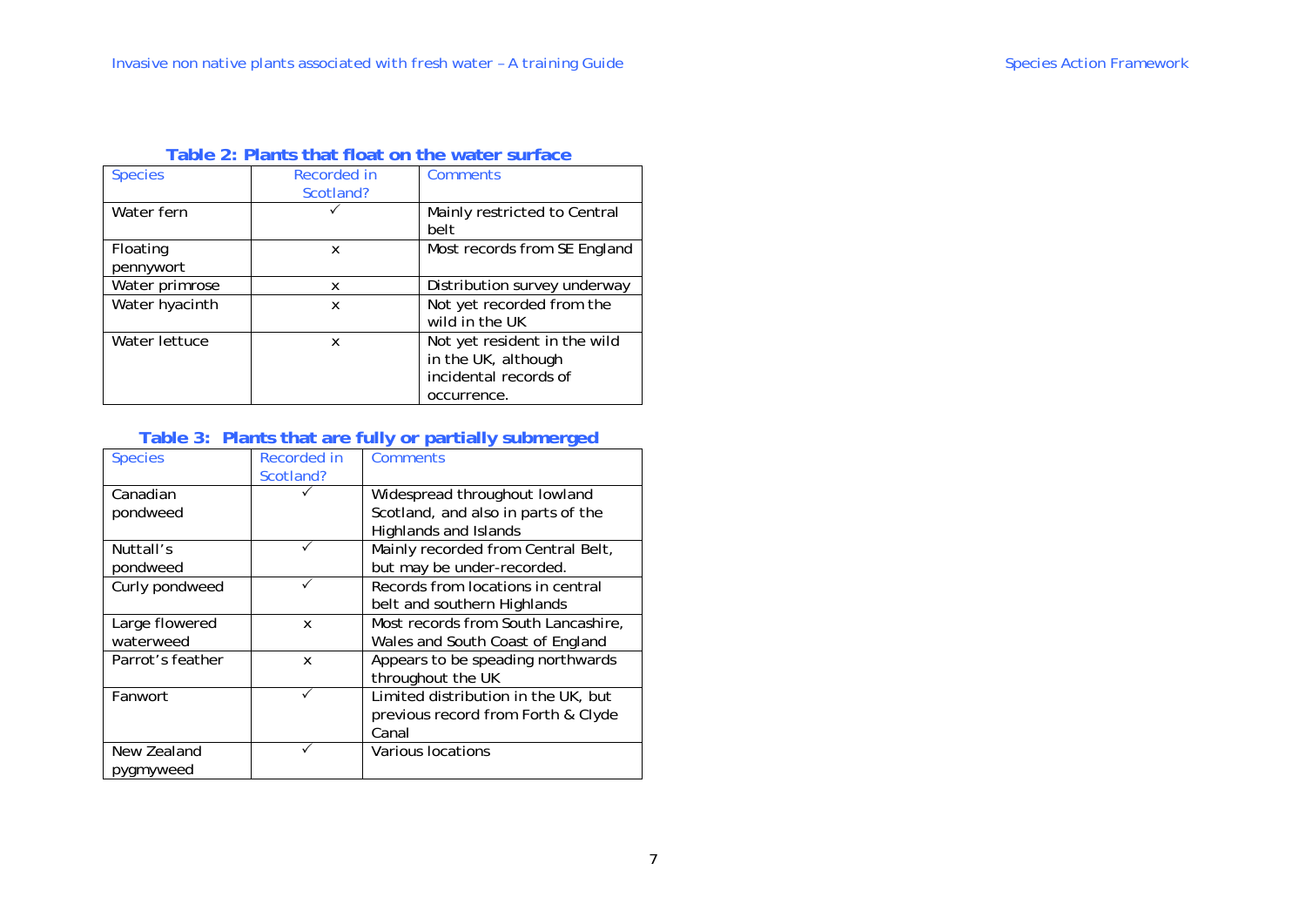**Table 2: Plants that float on the water surface**

| Species | Recorded in Scotland? | Comments |
|---|---|---|
| Water fern | ✓ | Mainly restricted to Central belt |
| Floating pennywort | x | Most records from SE England |
| Water primrose | x | Distribution survey underway |
| Water hyacinth | x | Not yet recorded from the wild in the UK |
| Water lettuce | x | Not yet resident in the wild in the UK, although incidental records of occurrence. |

**Table 3: Plants that are fully or partially submerged**

| Species | Recorded in Scotland? | Comments |
|---|---|---|
| Canadian pondweed | ✓ | Widespread throughout lowland Scotland, and also in parts of the Highlands and Islands |
| Nuttall's pondweed | ✓ | Mainly recorded from Central Belt, but may be under-recorded. |
| Curly pondweed | ✓ | Records from locations in central belt and southern Highlands |
| Large flowered waterweed | x | Most records from South Lancashire, Wales and South Coast of England |
| Parrot's feather | x | Appears to be speading northwards throughout the UK |
| Fanwort | ✓ | Limited distribution in the UK, but previous record from Forth & Clyde Canal |
| New Zealand pygmyweed | ✓ | Various locations |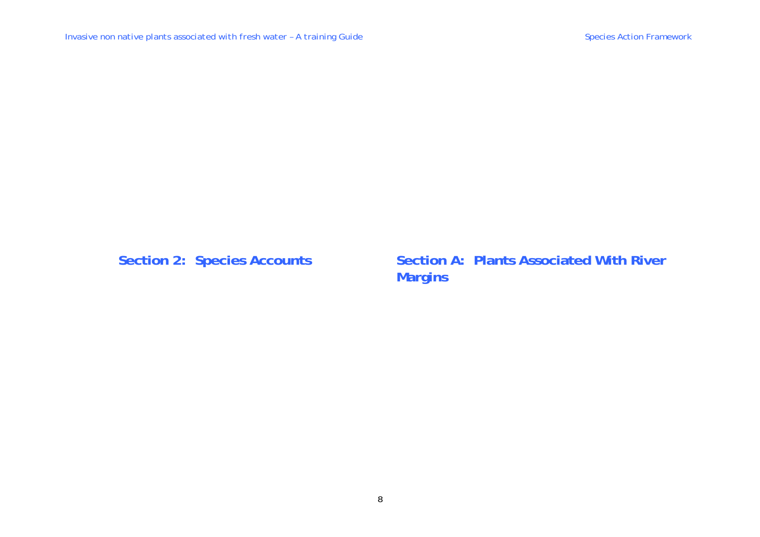# Section 2: Species Accounts

## Section A: Plants Associated With River Margins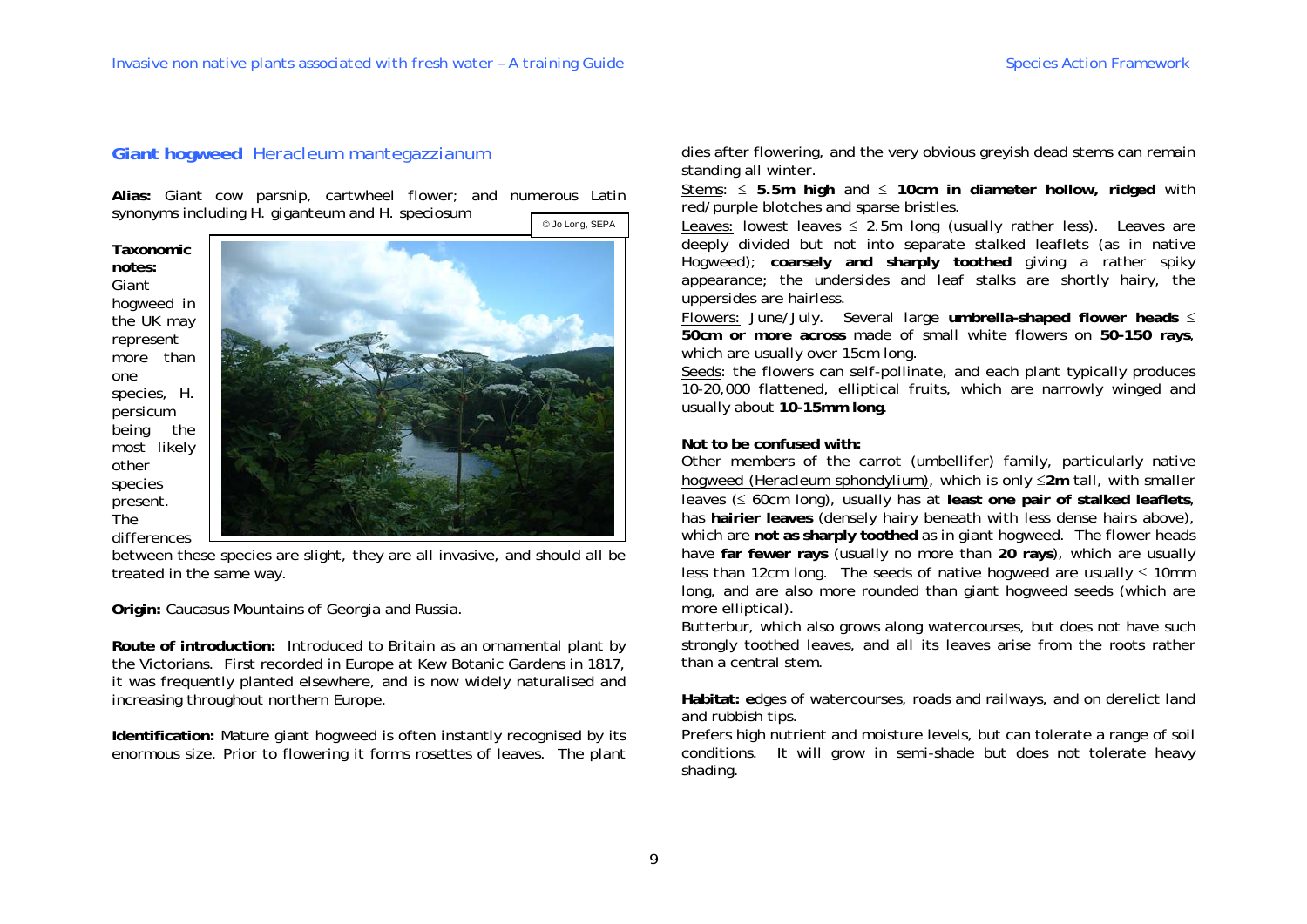## **Giant hogweed** Heracleum mantegazzianum

**Alias:** Giant cow parsnip, cartwheel flower; and numerous Latin synonyms including H. giganteum and H. speciosum

**Taxonomic notes:** Giant hogweed in the UK may represent more than one species, H. persicum being the most likely other species present. The differences between these species are slight, they are all invasive, and should all be treated in the same way.

© Jo Long, SEPA

**Origin:** Caucasus Mountains of Georgia and Russia.

**Route of introduction:** Introduced to Britain as an ornamental plant by the Victorians. First recorded in Europe at Kew Botanic Gardens in 1817, it was frequently planted elsewhere, and is now widely naturalised and increasing throughout northern Europe.

**Identification:** Mature giant hogweed is often instantly recognised by its enormous size. Prior to flowering it forms rosettes of leaves. The plant dies after flowering, and the very obvious greyish dead stems can remain standing all winter.

Stems: ≤ **5.5m high** and ≤ **10cm in diameter hollow, ridged** with red/purple blotches and sparse bristles.

Leaves: lowest leaves ≤ 2.5m long (usually rather less). Leaves are deeply divided but not into separate stalked leaflets (as in native Hogweed); **coarsely and sharply toothed** giving a rather spiky appearance; the undersides and leaf stalks are shortly hairy, the uppersides are hairless.

Flowers: June/July. Several large **umbrella-shaped flower heads** ≤ **50cm or more across** made of small white flowers on **50-150 rays**, which are usually over 15cm long.

Seeds: the flowers can self-pollinate, and each plant typically produces 10-20,000 flattened, elliptical fruits, which are narrowly winged and usually about **10-15mm long**.

**Not to be confused with:**

Other members of the carrot (umbellifer) family, particularly native hogweed (Heracleum sphondylium), which is only ≤**2m** tall, with smaller leaves (≤ 60cm long), usually has at **least one pair of stalked leaflets**, has **hairier leaves** (densely hairy beneath with less dense hairs above), which are **not as sharply toothed** as in giant hogweed. The flower heads have **far fewer rays** (usually no more than **20 rays**), which are usually less than 12cm long. The seeds of native hogweed are usually ≤ 10mm long, and are also more rounded than giant hogweed seeds (which are more elliptical).

Butterbur, which also grows along watercourses, but does not have such strongly toothed leaves, and all its leaves arise from the roots rather than a central stem.

**Habitat: e**dges of watercourses, roads and railways, and on derelict land and rubbish tips.

Prefers high nutrient and moisture levels, but can tolerate a range of soil conditions. It will grow in semi-shade but does not tolerate heavy shading.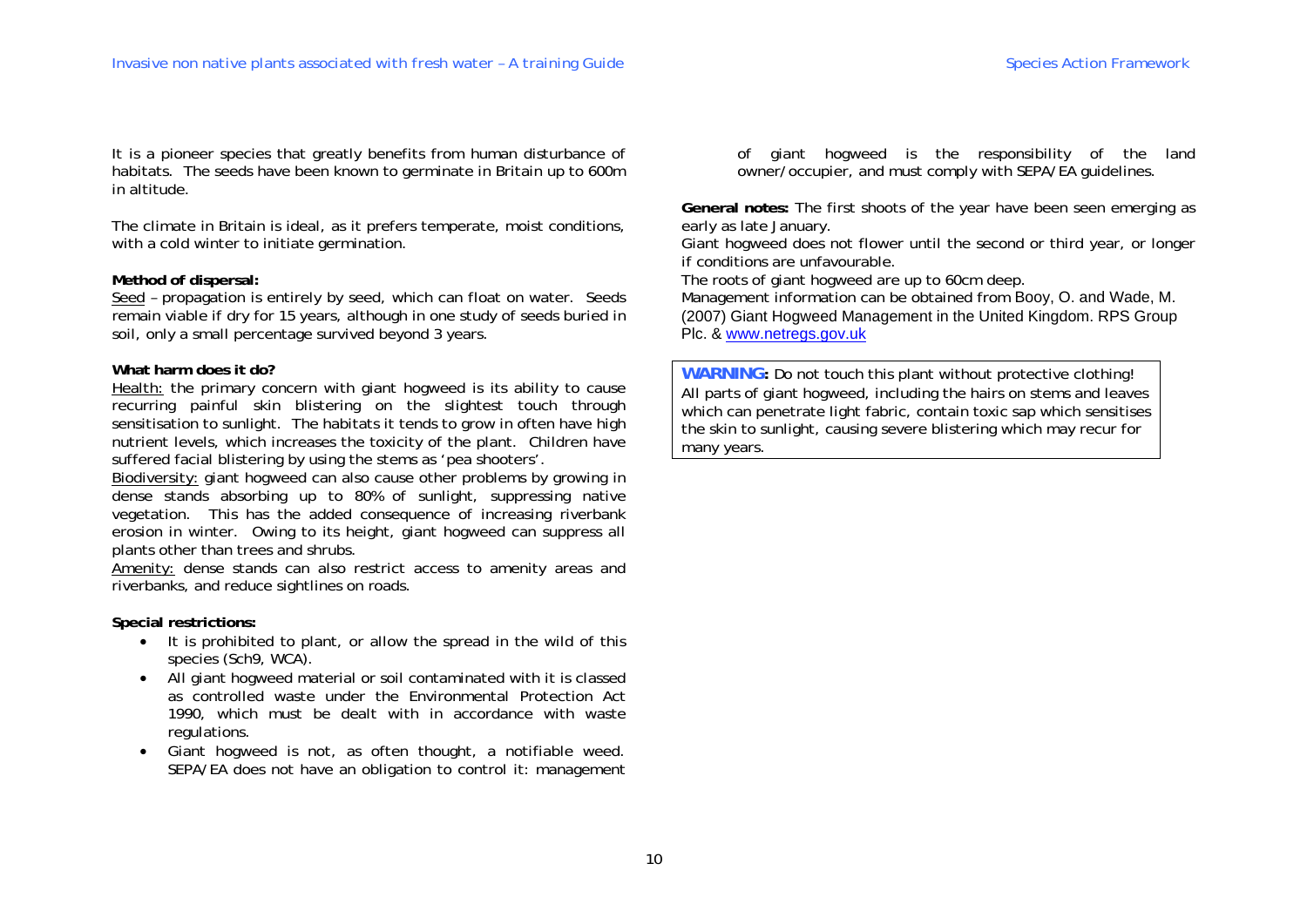It is a pioneer species that greatly benefits from human disturbance of habitats. The seeds have been known to germinate in Britain up to 600m in altitude.

The climate in Britain is ideal, as it prefers temperate, moist conditions, with a cold winter to initiate germination.

**Method of dispersal:**

Seed – propagation is entirely by seed, which can float on water. Seeds remain viable if dry for 15 years, although in one study of seeds buried in soil, only a small percentage survived beyond 3 years.

**What harm does it do?**

Health: the primary concern with giant hogweed is its ability to cause recurring painful skin blistering on the slightest touch through sensitisation to sunlight. The habitats it tends to grow in often have high nutrient levels, which increases the toxicity of the plant. Children have suffered facial blistering by using the stems as 'pea shooters'.

Biodiversity: giant hogweed can also cause other problems by growing in dense stands absorbing up to 80% of sunlight, suppressing native vegetation. This has the added consequence of increasing riverbank erosion in winter. Owing to its height, giant hogweed can suppress all plants other than trees and shrubs.

Amenity: dense stands can also restrict access to amenity areas and riverbanks, and reduce sightlines on roads.

**Special restrictions:**

- It is prohibited to plant, or allow the spread in the wild of this species (Sch9, WCA).
- All giant hogweed material or soil contaminated with it is classed as controlled waste under the Environmental Protection Act 1990, which must be dealt with in accordance with waste regulations.
- Giant hogweed is not, as often thought, a notifiable weed. SEPA/EA does not have an obligation to control it: management of giant hogweed is the responsibility of the land owner/occupier, and must comply with SEPA/EA guidelines.

**General notes:** The first shoots of the year have been seen emerging as early as late January.

Giant hogweed does not flower until the second or third year, or longer if conditions are unfavourable.

The roots of giant hogweed are up to 60cm deep.

Management information can be obtained from Booy, O. and Wade, M. (2007) Giant Hogweed Management in the United Kingdom. RPS Group Plc. & www.netregs.gov.uk

**WARNING:** Do not touch this plant without protective clothing! All parts of giant hogweed, including the hairs on stems and leaves which can penetrate light fabric, contain toxic sap which sensitises the skin to sunlight, causing severe blistering which may recur for many years.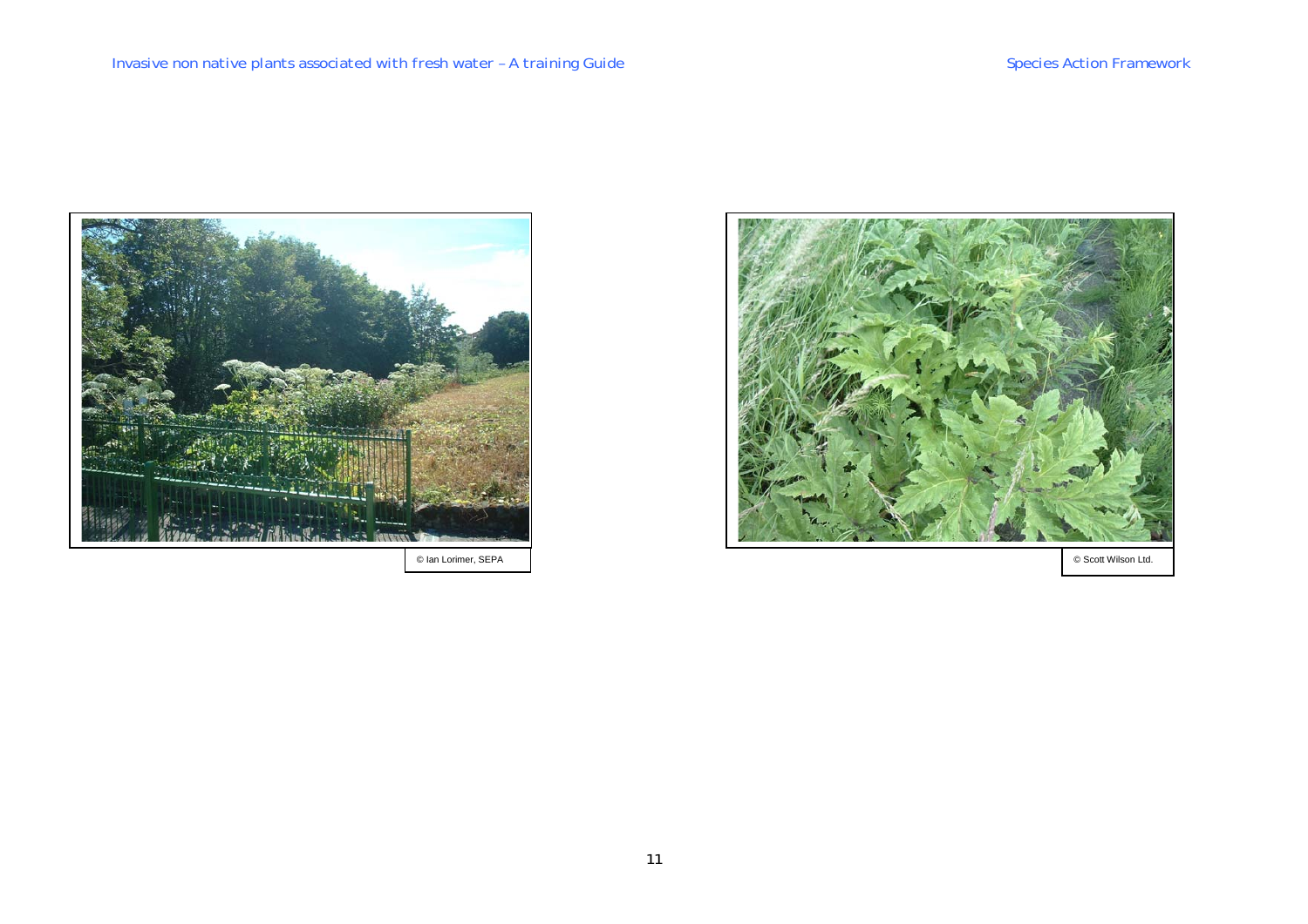© Ian Lorimer, SEPA

© Scott Wilson Ltd.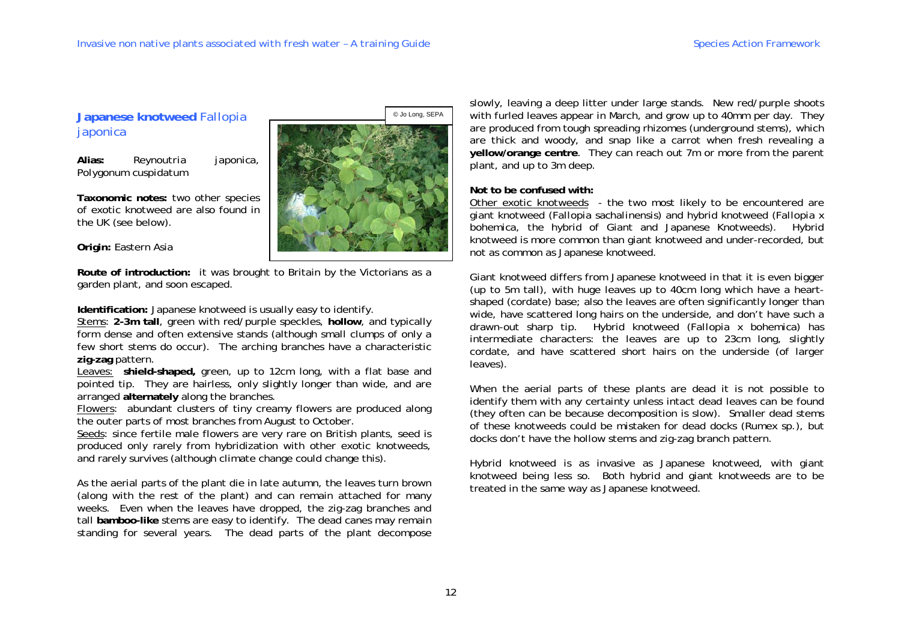## **Japanese knotweed** Fallopia japonica

**Alias:** Reynoutria japonica, Polygonum cuspidatum

**Taxonomic notes:** two other species of exotic knotweed are also found in the UK (see below).

**Origin:** Eastern Asia

© Jo Long, SEPA

**Route of introduction:** it was brought to Britain by the Victorians as a garden plant, and soon escaped.

**Identification:** Japanese knotweed is usually easy to identify.

Stems: **2-3m tall**, green with red/purple speckles, **hollow**, and typically form dense and often extensive stands (although small clumps of only a few short stems do occur). The arching branches have a characteristic **zig-zag** pattern.

Leaves: **shield-shaped,** green, up to 12cm long, with a flat base and pointed tip. They are hairless, only slightly longer than wide, and are arranged **alternately** along the branches.

Flowers: abundant clusters of tiny creamy flowers are produced along the outer parts of most branches from August to October.

Seeds: since fertile male flowers are very rare on British plants, seed is produced only rarely from hybridization with other exotic knotweeds, and rarely survives (although climate change could change this).

As the aerial parts of the plant die in late autumn, the leaves turn brown (along with the rest of the plant) and can remain attached for many weeks. Even when the leaves have dropped, the zig-zag branches and tall **bamboo-like** stems are easy to identify. The dead canes may remain standing for several years. The dead parts of the plant decompose slowly, leaving a deep litter under large stands. New red/purple shoots with furled leaves appear in March, and grow up to 40mm per day. They are produced from tough spreading rhizomes (underground stems), which are thick and woody, and snap like a carrot when fresh revealing a **yellow/orange centre**. They can reach out 7m or more from the parent plant, and up to 3m deep.

**Not to be confused with:**

Other exotic knotweeds - the two most likely to be encountered are giant knotweed (Fallopia sachalinensis) and hybrid knotweed (Fallopia x bohemica, the hybrid of Giant and Japanese Knotweeds). Hybrid knotweed is more common than giant knotweed and under-recorded, but not as common as Japanese knotweed.

Giant knotweed differs from Japanese knotweed in that it is even bigger (up to 5m tall), with huge leaves up to 40cm long which have a heart-shaped (cordate) base; also the leaves are often significantly longer than wide, have scattered long hairs on the underside, and don't have such a drawn-out sharp tip. Hybrid knotweed (Fallopia x bohemica) has intermediate characters: the leaves are up to 23cm long, slightly cordate, and have scattered short hairs on the underside (of larger leaves).

When the aerial parts of these plants are dead it is not possible to identify them with any certainty unless intact dead leaves can be found (they often can be because decomposition is slow). Smaller dead stems of these knotweeds could be mistaken for dead docks (Rumex sp.), but docks don't have the hollow stems and zig-zag branch pattern.

Hybrid knotweed is as invasive as Japanese knotweed, with giant knotweed being less so. Both hybrid and giant knotweeds are to be treated in the same way as Japanese knotweed.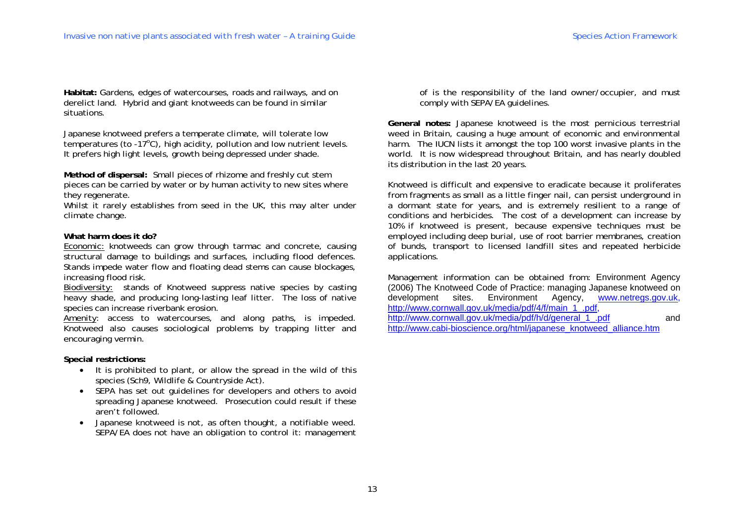**Habitat:** Gardens, edges of watercourses, roads and railways, and on derelict land. Hybrid and giant knotweeds can be found in similar situations.

Japanese knotweed prefers a temperate climate, will tolerate low temperatures (to -17$^{o}$C), high acidity, pollution and low nutrient levels. It prefers high light levels, growth being depressed under shade.

**Method of dispersal:** Small pieces of rhizome and freshly cut stem pieces can be carried by water or by human activity to new sites where they regenerate.
Whilst it rarely establishes from seed in the UK, this may alter under climate change.

**What harm does it do?**

Economic: knotweeds can grow through tarmac and concrete, causing structural damage to buildings and surfaces, including flood defences. Stands impede water flow and floating dead stems can cause blockages, increasing flood risk.
Biodiversity: stands of Knotweed suppress native species by casting heavy shade, and producing long-lasting leaf litter. The loss of native species can increase riverbank erosion.
Amenity: access to watercourses, and along paths, is impeded. Knotweed also causes sociological problems by trapping litter and encouraging vermin.

**Special restrictions:**

- It is prohibited to plant, or allow the spread in the wild of this species (Sch9, Wildlife & Countryside Act).
- SEPA has set out guidelines for developers and others to avoid spreading Japanese knotweed. Prosecution could result if these aren't followed.
- Japanese knotweed is not, as often thought, a notifiable weed. SEPA/EA does not have an obligation to control it: management of is the responsibility of the land owner/occupier, and must comply with SEPA/EA guidelines.

**General notes:** Japanese knotweed is the most pernicious terrestrial weed in Britain, causing a huge amount of economic and environmental harm. The IUCN lists it amongst the top 100 worst invasive plants in the world. It is now widespread throughout Britain, and has nearly doubled its distribution in the last 20 years.

Knotweed is difficult and expensive to eradicate because it proliferates from fragments as small as a little finger nail, can persist underground in a dormant state for years, and is extremely resilient to a range of conditions and herbicides. The cost of a development can increase by 10% if knotweed is present, because expensive techniques must be employed including deep burial, use of root barrier membranes, creation of bunds, transport to licensed landfill sites and repeated herbicide applications.

Management information can be obtained from: Environment Agency (2006) The Knotweed Code of Practice: managing Japanese knotweed on development sites. Environment Agency, www.netregs.gov.uk, http://www.cornwall.gov.uk/media/pdf/4/f/main_1_.pdf, http://www.cornwall.gov.uk/media/pdf/h/d/general_1_.pdf and http://www.cabi-bioscience.org/html/japanese_knotweed_alliance.htm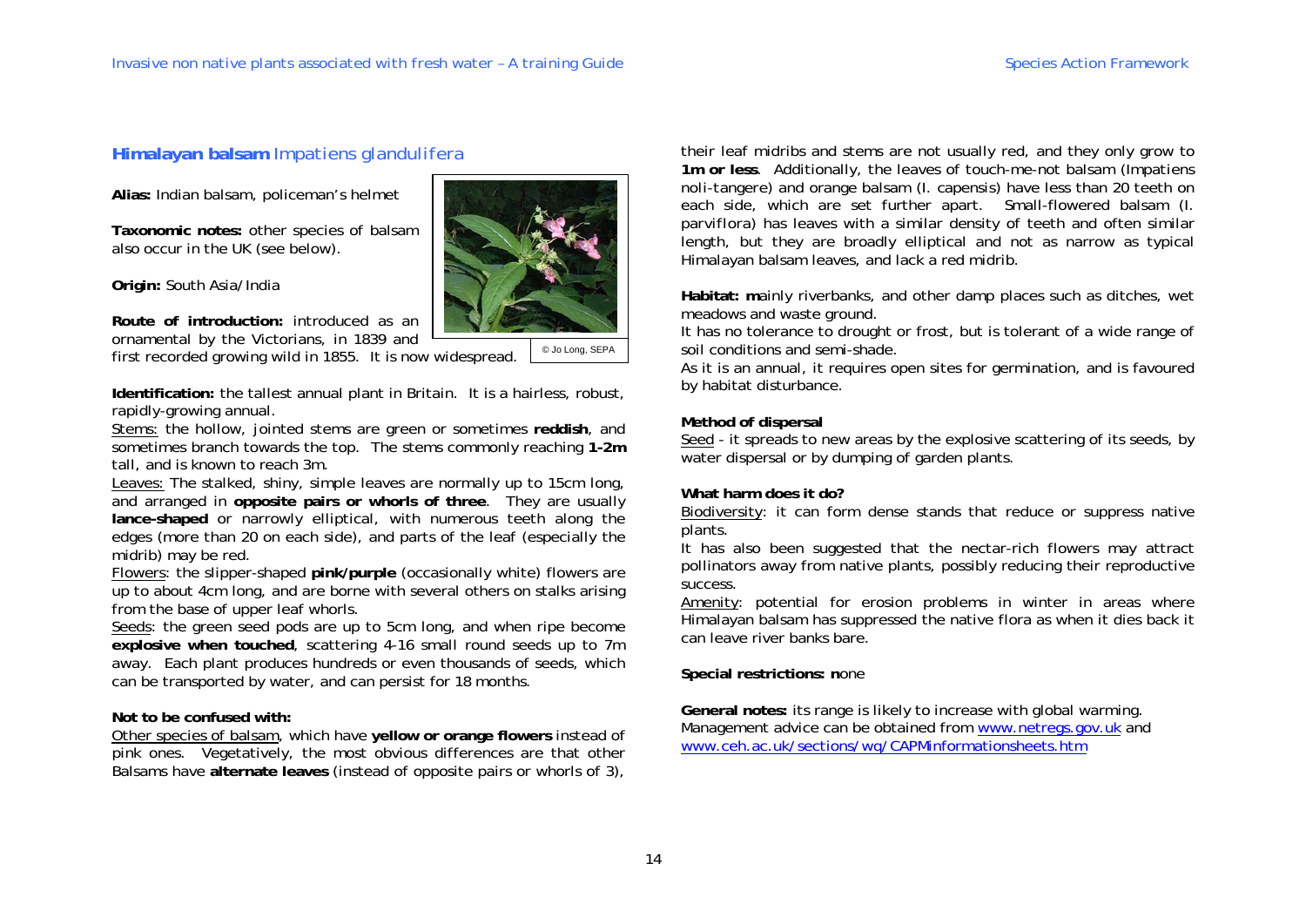## **Himalayan balsam** Impatiens glandulifera

**Alias:** Indian balsam, policeman's helmet

**Taxonomic notes:** other species of balsam also occur in the UK (see below).

**Origin:** South Asia/India

**Route of introduction:** introduced as an ornamental by the Victorians, in 1839 and first recorded growing wild in 1855. It is now widespread.

© Jo Long, SEPA

**Identification:** the tallest annual plant in Britain. It is a hairless, robust, rapidly-growing annual.

Stems: the hollow, jointed stems are green or sometimes **reddish**, and sometimes branch towards the top. The stems commonly reaching **1-2m** tall, and is known to reach 3m.

Leaves: The stalked, shiny, simple leaves are normally up to 15cm long, and arranged in **opposite pairs or whorls of three**. They are usually **lance-shaped** or narrowly elliptical, with numerous teeth along the edges (more than 20 on each side), and parts of the leaf (especially the midrib) may be red.

Flowers: the slipper-shaped **pink/purple** (occasionally white) flowers are up to about 4cm long, and are borne with several others on stalks arising from the base of upper leaf whorls.

Seeds: the green seed pods are up to 5cm long, and when ripe become **explosive when touched**, scattering 4-16 small round seeds up to 7m away. Each plant produces hundreds or even thousands of seeds, which can be transported by water, and can persist for 18 months.

**Not to be confused with:**

Other species of balsam, which have **yellow or orange flowers** instead of pink ones. Vegetatively, the most obvious differences are that other Balsams have **alternate leaves** (instead of opposite pairs or whorls of 3), their leaf midribs and stems are not usually red, and they only grow to **1m or less**. Additionally, the leaves of touch-me-not balsam (Impatiens noli-tangere) and orange balsam (I. capensis) have less than 20 teeth on each side, which are set further apart. Small-flowered balsam (I. parviflora) has leaves with a similar density of teeth and often similar length, but they are broadly elliptical and not as narrow as typical Himalayan balsam leaves, and lack a red midrib.

**Habitat: m**ainly riverbanks, and other damp places such as ditches, wet meadows and waste ground.

It has no tolerance to drought or frost, but is tolerant of a wide range of soil conditions and semi-shade.

As it is an annual, it requires open sites for germination, and is favoured by habitat disturbance.

**Method of dispersal**

Seed - it spreads to new areas by the explosive scattering of its seeds, by water dispersal or by dumping of garden plants.

**What harm does it do?**

Biodiversity: it can form dense stands that reduce or suppress native plants.

It has also been suggested that the nectar-rich flowers may attract pollinators away from native plants, possibly reducing their reproductive success.

Amenity: potential for erosion problems in winter in areas where Himalayan balsam has suppressed the native flora as when it dies back it can leave river banks bare.

**Special restrictions: n**one

**General notes:** its range is likely to increase with global warming.
Management advice can be obtained from www.netregs.gov.uk and www.ceh.ac.uk/sections/wq/CAPMinformationsheets.htm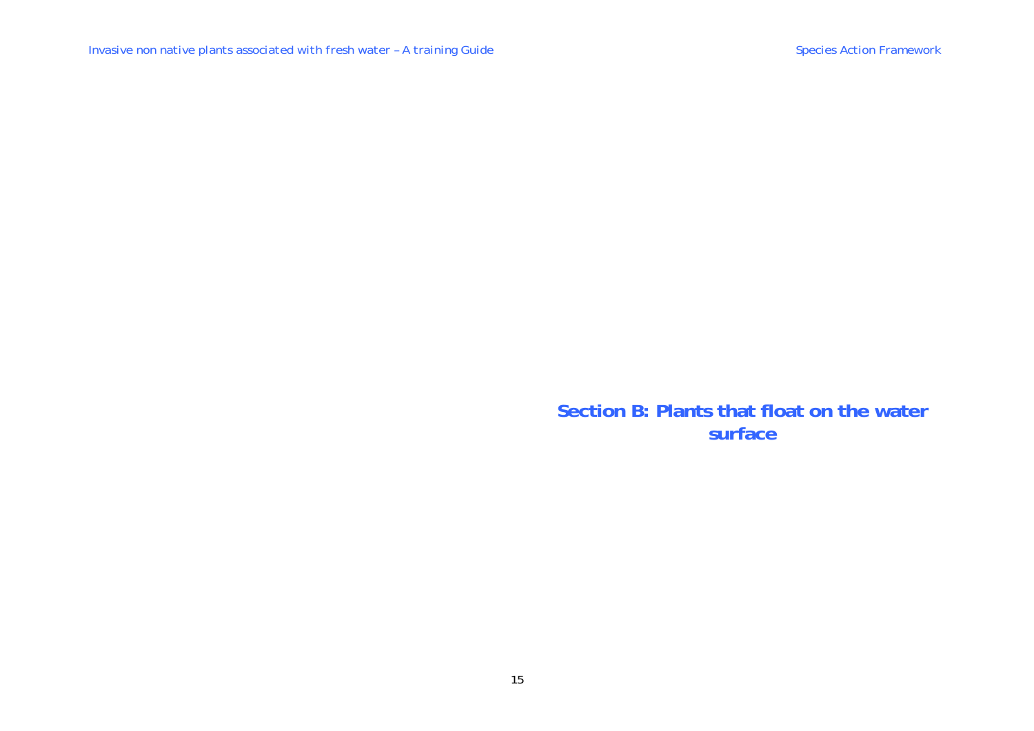# Section B: Plants that float on the water surface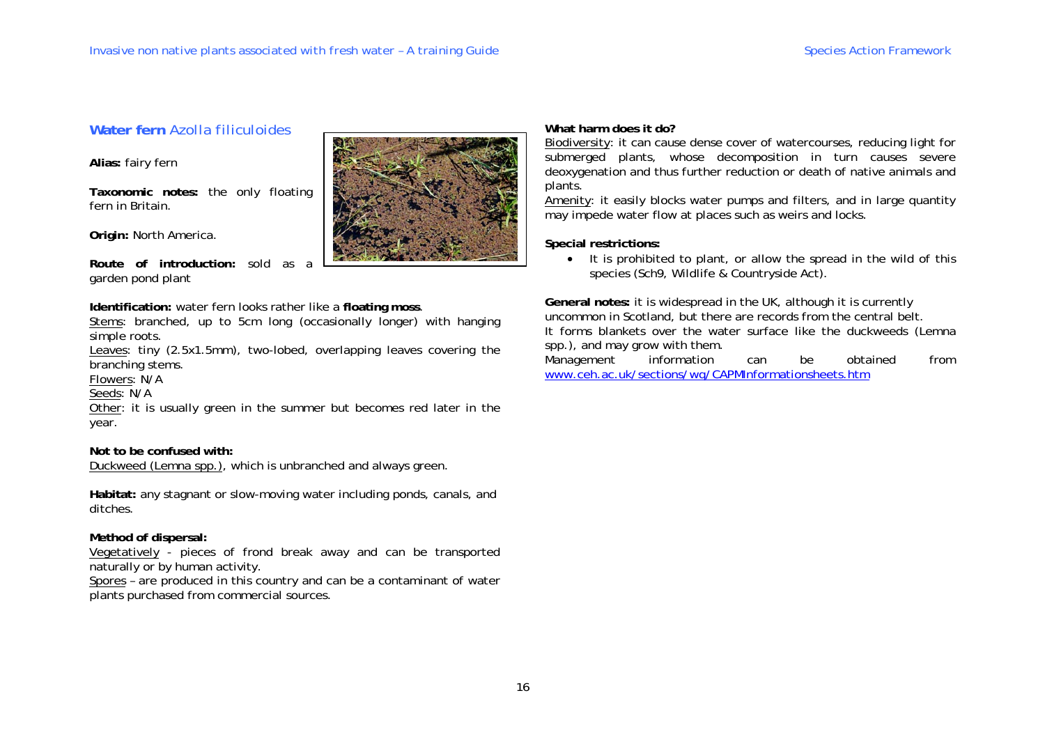## **Water fern** *Azolla filiculoides*

**Alias:** fairy fern

**Taxonomic notes:** the only floating fern in Britain.

**Origin:** North America.

**Route of introduction:** sold as a garden pond plant

**Identification:** water fern looks rather like a **floating moss**.

Stems: branched, up to 5cm long (occasionally longer) with hanging simple roots.

Leaves: tiny (2.5x1.5mm), two-lobed, overlapping leaves covering the branching stems.

Flowers: N/A

Seeds: N/A

Other: it is usually green in the summer but becomes red later in the year.

**Not to be confused with:**

Duckweed (Lemna spp.), which is unbranched and always green.

**Habitat:** any stagnant or slow-moving water including ponds, canals, and ditches.

**Method of dispersal:**

Vegetatively - pieces of frond break away and can be transported naturally or by human activity.

Spores – are produced in this country and can be a contaminant of water plants purchased from commercial sources.

**What harm does it do?**

Biodiversity: it can cause dense cover of watercourses, reducing light for submerged plants, whose decomposition in turn causes severe deoxygenation and thus further reduction or death of native animals and plants.

Amenity: it easily blocks water pumps and filters, and in large quantity may impede water flow at places such as weirs and locks.

**Special restrictions:**

- It is prohibited to plant, or allow the spread in the wild of this species (Sch9, Wildlife & Countryside Act).

**General notes:** it is widespread in the UK, although it is currently uncommon in Scotland, but there are records from the central belt.

It forms blankets over the water surface like the duckweeds (Lemna spp.), and may grow with them.

Management information can be obtained from www.ceh.ac.uk/sections/wq/CAPMInformationsheets.htm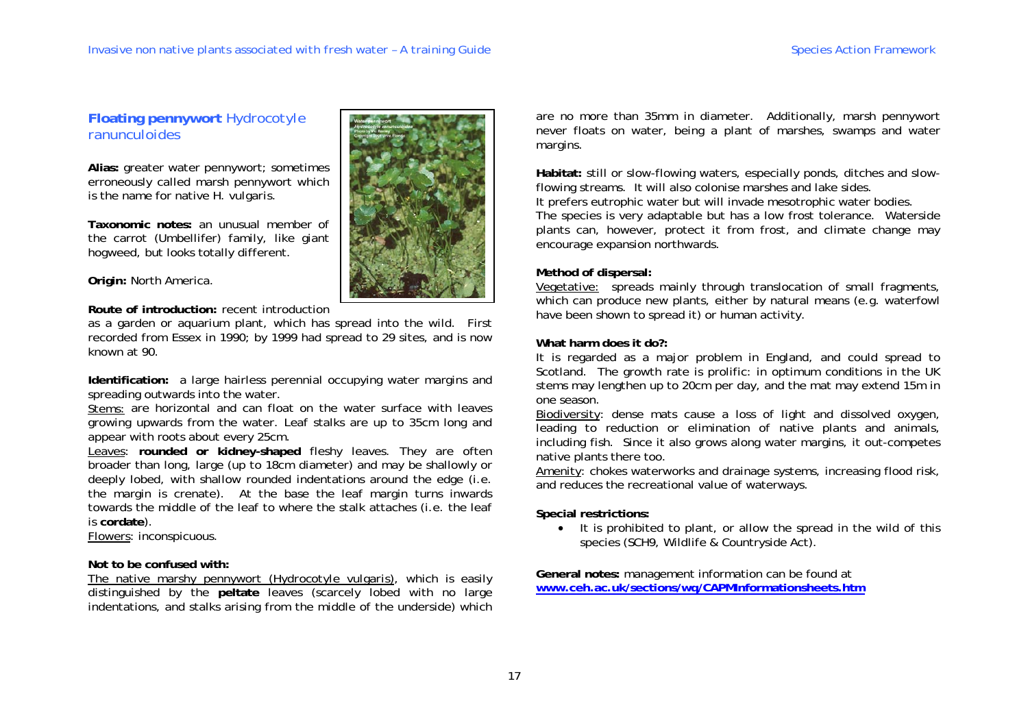## **Floating pennywort** Hydrocotyle ranunculoides

**Alias:** greater water pennywort; sometimes erroneously called marsh pennywort which is the name for native H. vulgaris.

**Taxonomic notes:** an unusual member of the carrot (Umbellifer) family, like giant hogweed, but looks totally different.

**Origin:** North America.

**Route of introduction:** recent introduction as a garden or aquarium plant, which has spread into the wild. First recorded from Essex in 1990; by 1999 had spread to 29 sites, and is now known at 90.

**Identification:** a large hairless perennial occupying water margins and spreading outwards into the water.

Stems: are horizontal and can float on the water surface with leaves growing upwards from the water. Leaf stalks are up to 35cm long and appear with roots about every 25cm.

Leaves: **rounded or kidney-shaped** fleshy leaves. They are often broader than long, large (up to 18cm diameter) and may be shallowly or deeply lobed, with shallow rounded indentations around the edge (i.e. the margin is crenate). At the base the leaf margin turns inwards towards the middle of the leaf to where the stalk attaches (i.e. the leaf is **cordate**).

Flowers: inconspicuous.

**Not to be confused with:**

The native marshy pennywort (Hydrocotyle vulgaris), which is easily distinguished by the **peltate** leaves (scarcely lobed with no large indentations, and stalks arising from the middle of the underside) which are no more than 35mm in diameter. Additionally, marsh pennywort never floats on water, being a plant of marshes, swamps and water margins.

**Habitat:** still or slow-flowing waters, especially ponds, ditches and slow-flowing streams. It will also colonise marshes and lake sides.
It prefers eutrophic water but will invade mesotrophic water bodies.
The species is very adaptable but has a low frost tolerance. Waterside plants can, however, protect it from frost, and climate change may encourage expansion northwards.

**Method of dispersal:**

Vegetative: spreads mainly through translocation of small fragments, which can produce new plants, either by natural means (e.g. waterfowl have been shown to spread it) or human activity.

**What harm does it do?:**

It is regarded as a major problem in England, and could spread to Scotland. The growth rate is prolific: in optimum conditions in the UK stems may lengthen up to 20cm per day, and the mat may extend 15m in one season.

Biodiversity: dense mats cause a loss of light and dissolved oxygen, leading to reduction or elimination of native plants and animals, including fish. Since it also grows along water margins, it out-competes native plants there too.

Amenity: chokes waterworks and drainage systems, increasing flood risk, and reduces the recreational value of waterways.

**Special restrictions:**

- It is prohibited to plant, or allow the spread in the wild of this species (SCH9, Wildlife & Countryside Act).

**General notes:** management information can be found at **www.ceh.ac.uk/sections/wq/CAPMInformationsheets.htm**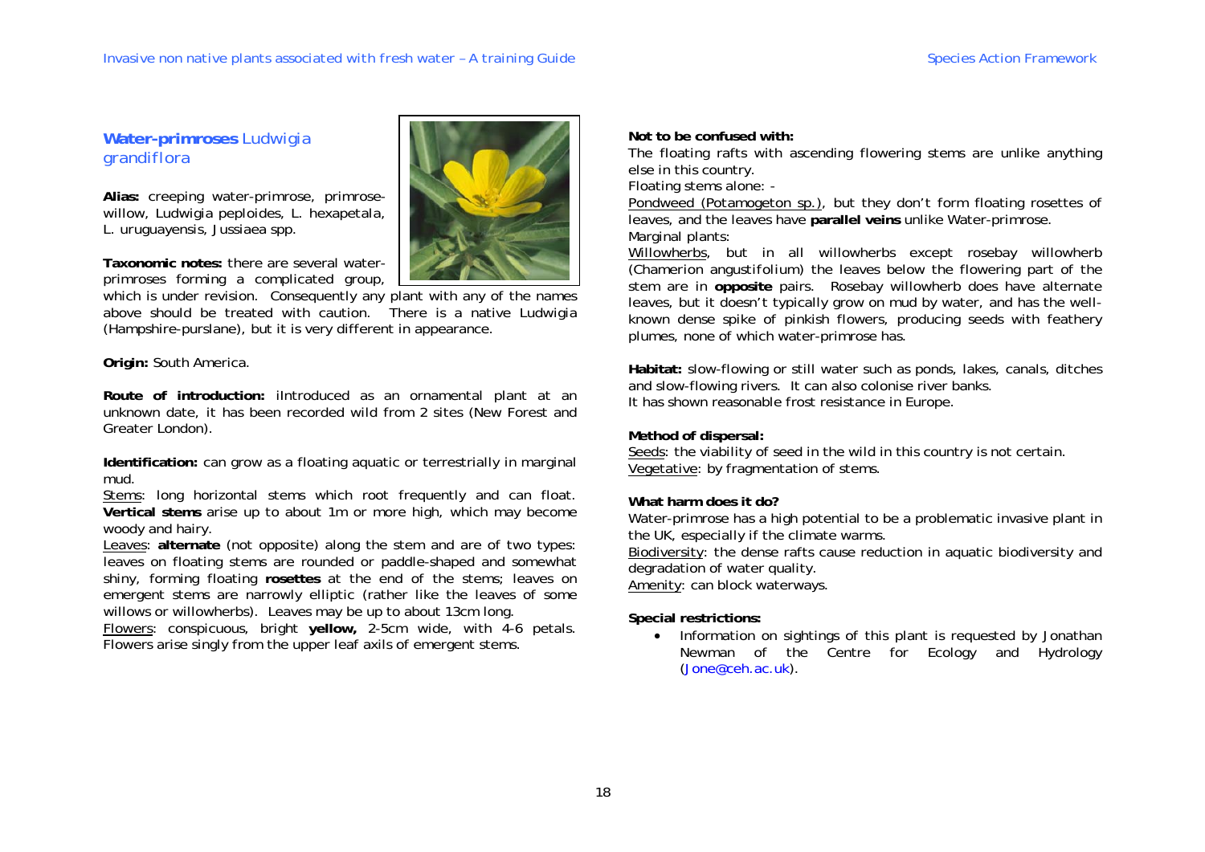## **Water-primroses** Ludwigia grandiflora

**Alias:** creeping water-primrose, primrose-willow, Ludwigia peploides, L. hexapetala, L. uruguayensis, Jussiaea spp.

**Taxonomic notes:** there are several water-primroses forming a complicated group, which is under revision. Consequently any plant with any of the names above should be treated with caution. There is a native Ludwigia (Hampshire-purslane), but it is very different in appearance.

**Origin:** South America.

**Route of introduction:** iIntroduced as an ornamental plant at an unknown date, it has been recorded wild from 2 sites (New Forest and Greater London).

**Identification:** can grow as a floating aquatic or terrestrially in marginal mud.

Stems: long horizontal stems which root frequently and can float. **Vertical stems** arise up to about 1m or more high, which may become woody and hairy.

Leaves: **alternate** (not opposite) along the stem and are of two types: leaves on floating stems are rounded or paddle-shaped and somewhat shiny, forming floating **rosettes** at the end of the stems; leaves on emergent stems are narrowly elliptic (rather like the leaves of some willows or willowherbs). Leaves may be up to about 13cm long.

Flowers: conspicuous, bright **yellow,** 2-5cm wide, with 4-6 petals. Flowers arise singly from the upper leaf axils of emergent stems.

**Not to be confused with:**

The floating rafts with ascending flowering stems are unlike anything else in this country.

Floating stems alone: -

Pondweed (Potamogeton sp.), but they don't form floating rosettes of leaves, and the leaves have **parallel veins** unlike Water-primrose.

Marginal plants:

Willowherbs, but in all willowherbs except rosebay willowherb (Chamerion angustifolium) the leaves below the flowering part of the stem are in **opposite** pairs. Rosebay willowherb does have alternate leaves, but it doesn't typically grow on mud by water, and has the well-known dense spike of pinkish flowers, producing seeds with feathery plumes, none of which water-primrose has.

**Habitat:** slow-flowing or still water such as ponds, lakes, canals, ditches and slow-flowing rivers. It can also colonise river banks.
It has shown reasonable frost resistance in Europe.

**Method of dispersal:**

Seeds: the viability of seed in the wild in this country is not certain.

Vegetative: by fragmentation of stems.

**What harm does it do?**

Water-primrose has a high potential to be a problematic invasive plant in the UK, especially if the climate warms.

Biodiversity: the dense rafts cause reduction in aquatic biodiversity and degradation of water quality.

Amenity: can block waterways.

**Special restrictions:**

- Information on sightings of this plant is requested by Jonathan Newman of the Centre for Ecology and Hydrology (Jone@ceh.ac.uk).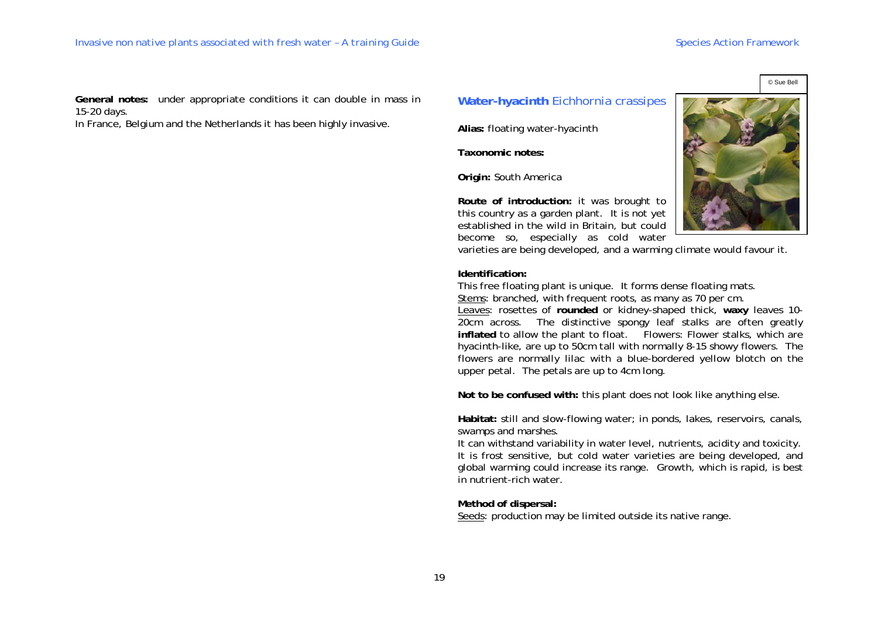**General notes:** under appropriate conditions it can double in mass in 15-20 days.
In France, Belgium and the Netherlands it has been highly invasive.

## **Water-hyacinth** *Eichhornia crassipes*

**Alias:** floating water-hyacinth

**Taxonomic notes:**

**Origin:** South America

**Route of introduction:** it was brought to this country as a garden plant. It is not yet established in the wild in Britain, but could become so, especially as cold water varieties are being developed, and a warming climate would favour it.

**Identification:**
This free floating plant is unique. It forms dense floating mats.
Stems: branched, with frequent roots, as many as 70 per cm.
Leaves: rosettes of **rounded** or kidney-shaped thick, **waxy** leaves 10-20cm across. The distinctive spongy leaf stalks are often greatly **inflated** to allow the plant to float. Flowers: Flower stalks, which are hyacinth-like, are up to 50cm tall with normally 8-15 showy flowers. The flowers are normally lilac with a blue-bordered yellow blotch on the upper petal. The petals are up to 4cm long.

**Not to be confused with:** this plant does not look like anything else.

**Habitat:** still and slow-flowing water; in ponds, lakes, reservoirs, canals, swamps and marshes.
It can withstand variability in water level, nutrients, acidity and toxicity. It is frost sensitive, but cold water varieties are being developed, and global warming could increase its range. Growth, which is rapid, is best in nutrient-rich water.

**Method of dispersal:**
Seeds: production may be limited outside its native range.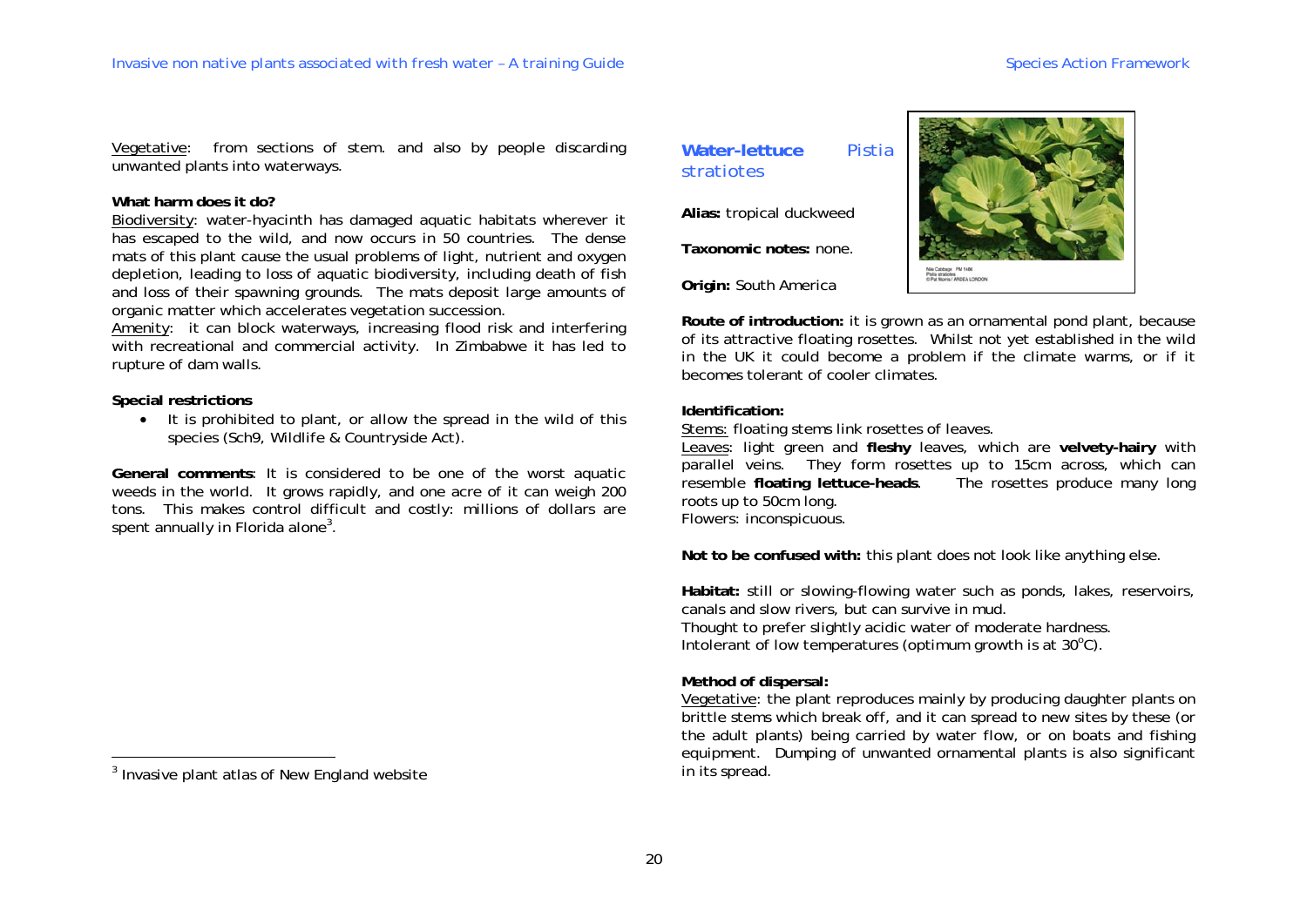Vegetative: from sections of stem. and also by people discarding unwanted plants into waterways.

**What harm does it do?**

Biodiversity: water-hyacinth has damaged aquatic habitats wherever it has escaped to the wild, and now occurs in 50 countries. The dense mats of this plant cause the usual problems of light, nutrient and oxygen depletion, leading to loss of aquatic biodiversity, including death of fish and loss of their spawning grounds. The mats deposit large amounts of organic matter which accelerates vegetation succession.

Amenity: it can block waterways, increasing flood risk and interfering with recreational and commercial activity. In Zimbabwe it has led to rupture of dam walls.

**Special restrictions**

- It is prohibited to plant, or allow the spread in the wild of this species (Sch9, Wildlife & Countryside Act).

**General comments**: It is considered to be one of the worst aquatic weeds in the world. It grows rapidly, and one acre of it can weigh 200 tons. This makes control difficult and costly: millions of dollars are spent annually in Florida alone[3].

[3] Invasive plant atlas of New England website

## Water-lettuce *Pistia stratiotes*

**Alias:** tropical duckweed

**Taxonomic notes:** none.

**Origin:** South America

Nile Cabbage PM 14W
Pistia stratiotes
© Pat Morris / ARDEA LONDON

**Route of introduction:** it is grown as an ornamental pond plant, because of its attractive floating rosettes. Whilst not yet established in the wild in the UK it could become a problem if the climate warms, or if it becomes tolerant of cooler climates.

**Identification:**

Stems: floating stems link rosettes of leaves.

Leaves: light green and **fleshy** leaves, which are **velvety-hairy** with parallel veins. They form rosettes up to 15cm across, which can resemble **floating lettuce-heads**. The rosettes produce many long roots up to 50cm long.

Flowers: inconspicuous.

**Not to be confused with:** this plant does not look like anything else.

**Habitat:** still or slowing-flowing water such as ponds, lakes, reservoirs, canals and slow rivers, but can survive in mud.

Thought to prefer slightly acidic water of moderate hardness.

Intolerant of low temperatures (optimum growth is at 30$^{o}$C).

**Method of dispersal:**

Vegetative: the plant reproduces mainly by producing daughter plants on brittle stems which break off, and it can spread to new sites by these (or the adult plants) being carried by water flow, or on boats and fishing equipment. Dumping of unwanted ornamental plants is also significant in its spread.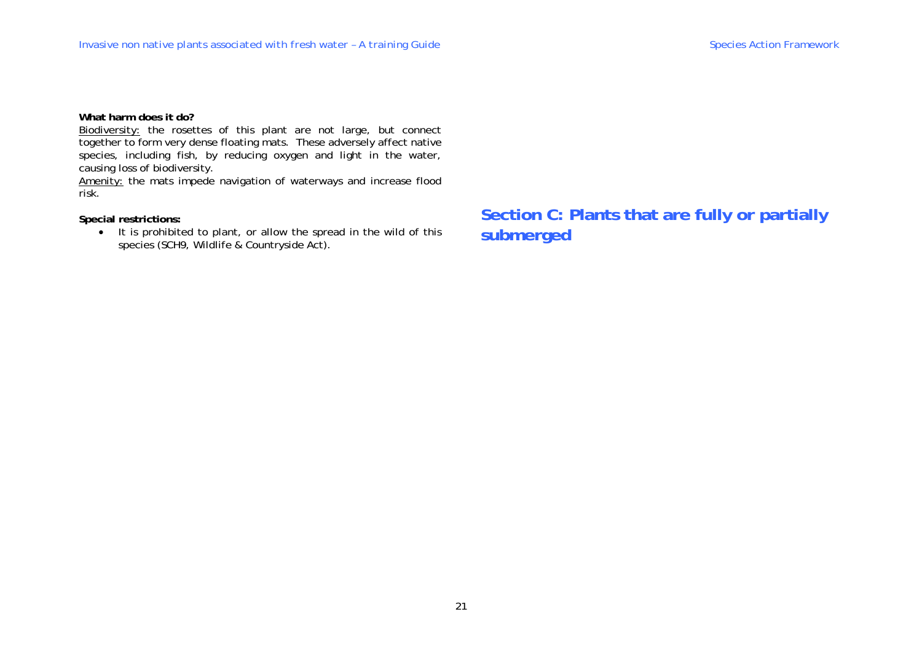**What harm does it do?**

<u>Biodiversity:</u> the rosettes of this plant are not large, but connect together to form very dense floating mats. These adversely affect native species, including fish, by reducing oxygen and light in the water, causing loss of biodiversity.

<u>Amenity:</u> the mats impede navigation of waterways and increase flood risk.

**Special restrictions:**

- It is prohibited to plant, or allow the spread in the wild of this species (SCH9, Wildlife & Countryside Act).

## Section C: Plants that are fully or partially submerged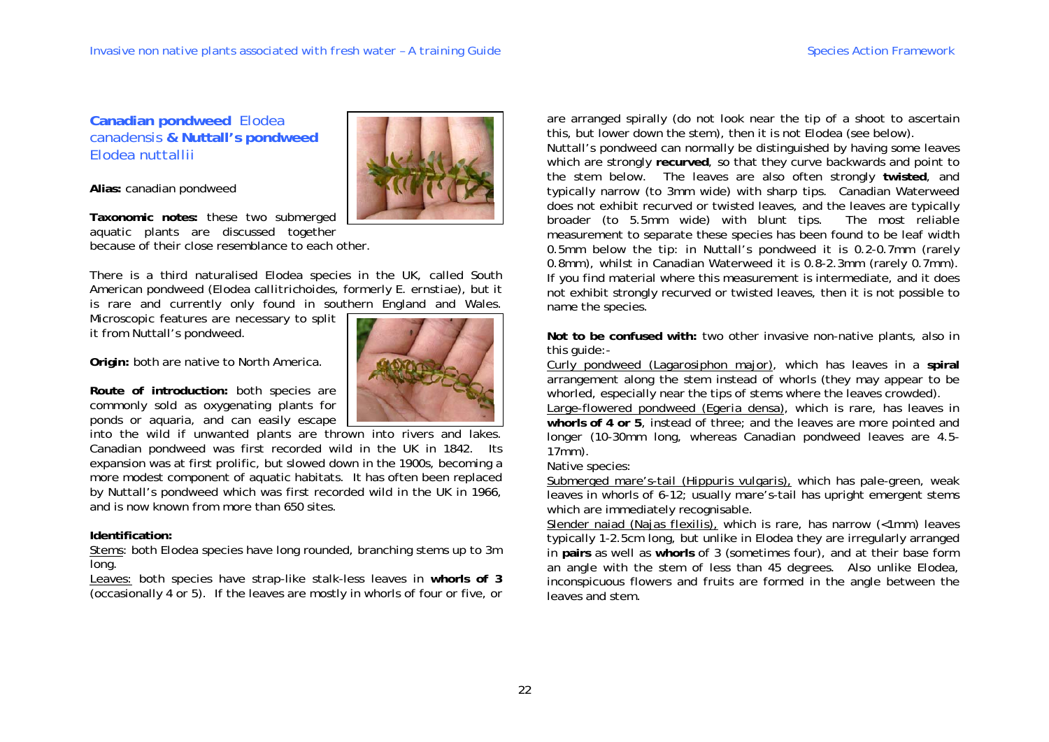## **Canadian pondweed** Elodea canadensis **& Nuttall's pondweed** Elodea nuttallii

**Alias:** canadian pondweed

**Taxonomic notes:** these two submerged aquatic plants are discussed together because of their close resemblance to each other.

There is a third naturalised Elodea species in the UK, called South American pondweed (Elodea callitrichoides, formerly E. ernstiae), but it is rare and currently only found in southern England and Wales. Microscopic features are necessary to split it from Nuttall's pondweed.

**Origin:** both are native to North America.

**Route of introduction:** both species are commonly sold as oxygenating plants for ponds or aquaria, and can easily escape into the wild if unwanted plants are thrown into rivers and lakes. Canadian pondweed was first recorded wild in the UK in 1842. Its expansion was at first prolific, but slowed down in the 1900s, becoming a more modest component of aquatic habitats. It has often been replaced by Nuttall's pondweed which was first recorded wild in the UK in 1966, and is now known from more than 650 sites.

**Identification:**

Stems: both Elodea species have long rounded, branching stems up to 3m long.

Leaves: both species have strap-like stalk-less leaves in **whorls of 3** (occasionally 4 or 5). If the leaves are mostly in whorls of four or five, or are arranged spirally (do not look near the tip of a shoot to ascertain this, but lower down the stem), then it is not Elodea (see below).

Nuttall's pondweed can normally be distinguished by having some leaves which are strongly **recurved**, so that they curve backwards and point to the stem below. The leaves are also often strongly **twisted**, and typically narrow (to 3mm wide) with sharp tips. Canadian Waterweed does not exhibit recurved or twisted leaves, and the leaves are typically broader (to 5.5mm wide) with blunt tips. The most reliable measurement to separate these species has been found to be leaf width 0.5mm below the tip: in Nuttall's pondweed it is 0.2-0.7mm (rarely 0.8mm), whilst in Canadian Waterweed it is 0.8-2.3mm (rarely 0.7mm). If you find material where this measurement is intermediate, and it does not exhibit strongly recurved or twisted leaves, then it is not possible to name the species.

**Not to be confused with:** two other invasive non-native plants, also in this guide:-

Curly pondweed (Lagarosiphon major), which has leaves in a **spiral** arrangement along the stem instead of whorls (they may appear to be whorled, especially near the tips of stems where the leaves crowded).

Large-flowered pondweed (Egeria densa), which is rare, has leaves in **whorls of 4 or 5**, instead of three; and the leaves are more pointed and longer (10-30mm long, whereas Canadian pondweed leaves are 4.5-17mm).

Native species:

Submerged mare's-tail (Hippuris vulgaris), which has pale-green, weak leaves in whorls of 6-12; usually mare's-tail has upright emergent stems which are immediately recognisable.

Slender naiad (Najas flexilis), which is rare, has narrow (<1mm) leaves typically 1-2.5cm long, but unlike in Elodea they are irregularly arranged in **pairs** as well as **whorls** of 3 (sometimes four), and at their base form an angle with the stem of less than 45 degrees. Also unlike Elodea, inconspicuous flowers and fruits are formed in the angle between the leaves and stem.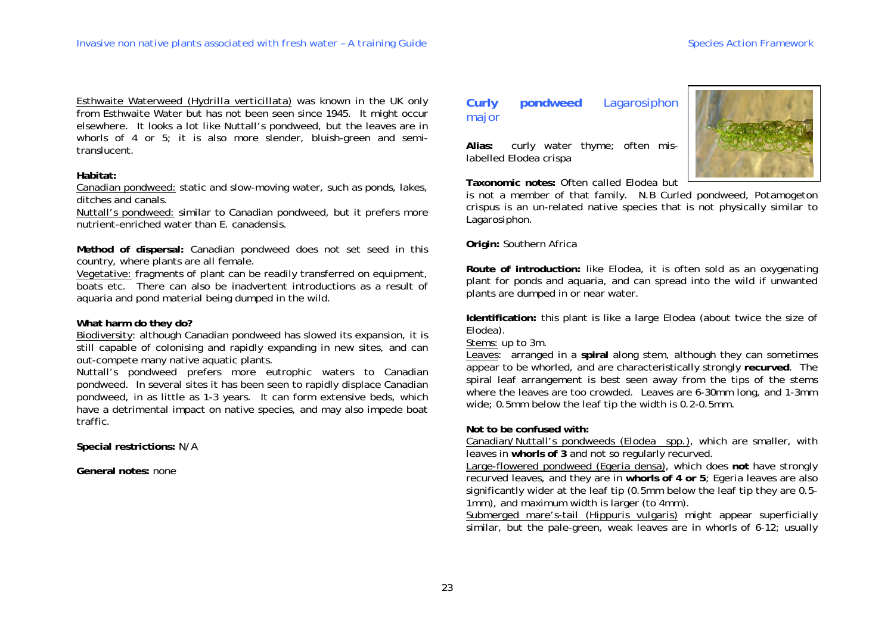Esthwaite Waterweed (Hydrilla verticillata) was known in the UK only from Esthwaite Water but has not been seen since 1945. It might occur elsewhere. It looks a lot like Nuttall's pondweed, but the leaves are in whorls of 4 or 5; it is also more slender, bluish-green and semi-translucent.

**Habitat:**

Canadian pondweed: static and slow-moving water, such as ponds, lakes, ditches and canals.

Nuttall's pondweed: similar to Canadian pondweed, but it prefers more nutrient-enriched water than E. canadensis.

**Method of dispersal:** Canadian pondweed does not set seed in this country, where plants are all female.

Vegetative: fragments of plant can be readily transferred on equipment, boats etc. There can also be inadvertent introductions as a result of aquaria and pond material being dumped in the wild.

**What harm do they do?**

Biodiversity: although Canadian pondweed has slowed its expansion, it is still capable of colonising and rapidly expanding in new sites, and can out-compete many native aquatic plants.

Nuttall's pondweed prefers more eutrophic waters to Canadian pondweed. In several sites it has been seen to rapidly displace Canadian pondweed, in as little as 1-3 years. It can form extensive beds, which have a detrimental impact on native species, and may also impede boat traffic.

**Special restrictions:** N/A

**General notes:** none

## Curly pondweed Lagarosiphon major

**Alias:** curly water thyme; often mis-labelled Elodea crispa

**Taxonomic notes:** Often called Elodea but is not a member of that family. N.B Curled pondweed, Potamogeton crispus is an un-related native species that is not physically similar to Lagarosiphon.

**Origin:** Southern Africa

**Route of introduction:** like Elodea, it is often sold as an oxygenating plant for ponds and aquaria, and can spread into the wild if unwanted plants are dumped in or near water.

**Identification:** this plant is like a large Elodea (about twice the size of Elodea).

Stems: up to 3m.

Leaves: arranged in a **spiral** along stem, although they can sometimes appear to be whorled, and are characteristically strongly **recurved**. The spiral leaf arrangement is best seen away from the tips of the stems where the leaves are too crowded. Leaves are 6-30mm long, and 1-3mm wide; 0.5mm below the leaf tip the width is 0.2-0.5mm.

**Not to be confused with:**

Canadian/Nuttall's pondweeds (Elodea spp.), which are smaller, with leaves in **whorls of 3** and not so regularly recurved.

Large-flowered pondweed (Egeria densa), which does **not** have strongly recurved leaves, and they are in **whorls of 4 or 5**; Egeria leaves are also significantly wider at the leaf tip (0.5mm below the leaf tip they are 0.5-1mm), and maximum width is larger (to 4mm).

Submerged mare's-tail (Hippuris vulgaris) might appear superficially similar, but the pale-green, weak leaves are in whorls of 6-12; usually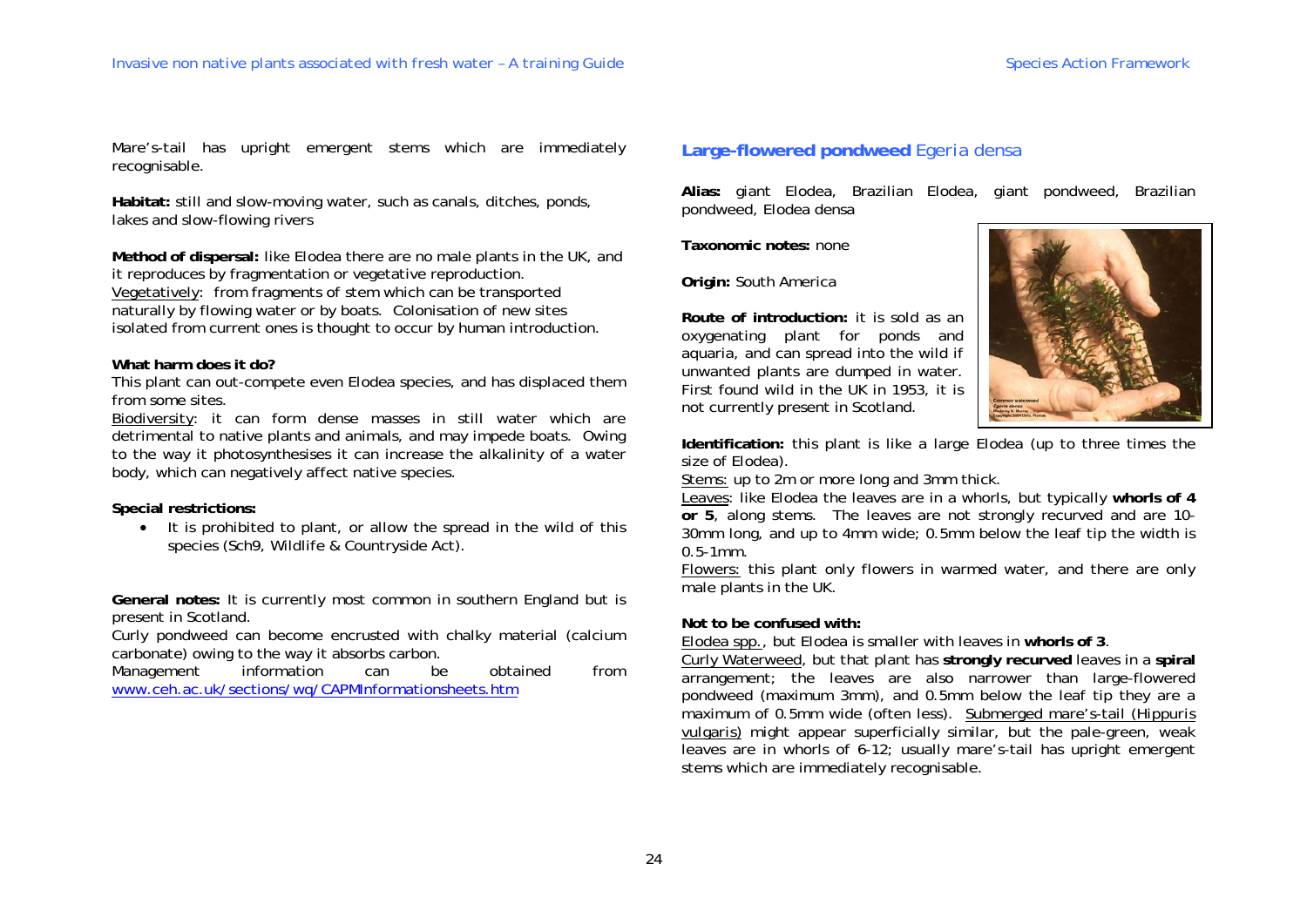Mare's-tail has upright emergent stems which are immediately recognisable.

**Habitat:** still and slow-moving water, such as canals, ditches, ponds, lakes and slow-flowing rivers

**Method of dispersal:** like Elodea there are no male plants in the UK, and it reproduces by fragmentation or vegetative reproduction.
Vegetatively: from fragments of stem which can be transported naturally by flowing water or by boats. Colonisation of new sites isolated from current ones is thought to occur by human introduction.

**What harm does it do?**
This plant can out-compete even Elodea species, and has displaced them from some sites.
Biodiversity: it can form dense masses in still water which are detrimental to native plants and animals, and may impede boats. Owing to the way it photosynthesises it can increase the alkalinity of a water body, which can negatively affect native species.

**Special restrictions:**

- It is prohibited to plant, or allow the spread in the wild of this species (Sch9, Wildlife & Countryside Act).

**General notes:** It is currently most common in southern England but is present in Scotland.
Curly pondweed can become encrusted with chalky material (calcium carbonate) owing to the way it absorbs carbon.
Management information can be obtained from www.ceh.ac.uk/sections/wq/CAPMInformationsheets.htm

## Large-flowered pondweed *Egeria densa*

**Alias:** giant Elodea, Brazilian Elodea, giant pondweed, Brazilian pondweed, Elodea densa

**Taxonomic notes:** none

**Origin:** South America

**Route of introduction:** it is sold as an oxygenating plant for ponds and aquaria, and can spread into the wild if unwanted plants are dumped in water. First found wild in the UK in 1953, it is not currently present in Scotland.

**Identification:** this plant is like a large Elodea (up to three times the size of Elodea).
Stems: up to 2m or more long and 3mm thick.
Leaves: like Elodea the leaves are in a whorls, but typically **whorls of 4 or 5**, along stems. The leaves are not strongly recurved and are 10-30mm long, and up to 4mm wide; 0.5mm below the leaf tip the width is 0.5-1mm.
Flowers: this plant only flowers in warmed water, and there are only male plants in the UK.

**Not to be confused with:**
Elodea spp., but Elodea is smaller with leaves in **whorls of 3**.
Curly Waterweed, but that plant has **strongly recurved** leaves in a **spiral** arrangement; the leaves are also narrower than large-flowered pondweed (maximum 3mm), and 0.5mm below the leaf tip they are a maximum of 0.5mm wide (often less). Submerged mare's-tail (Hippuris vulgaris) might appear superficially similar, but the pale-green, weak leaves are in whorls of 6-12; usually mare's-tail has upright emergent stems which are immediately recognisable.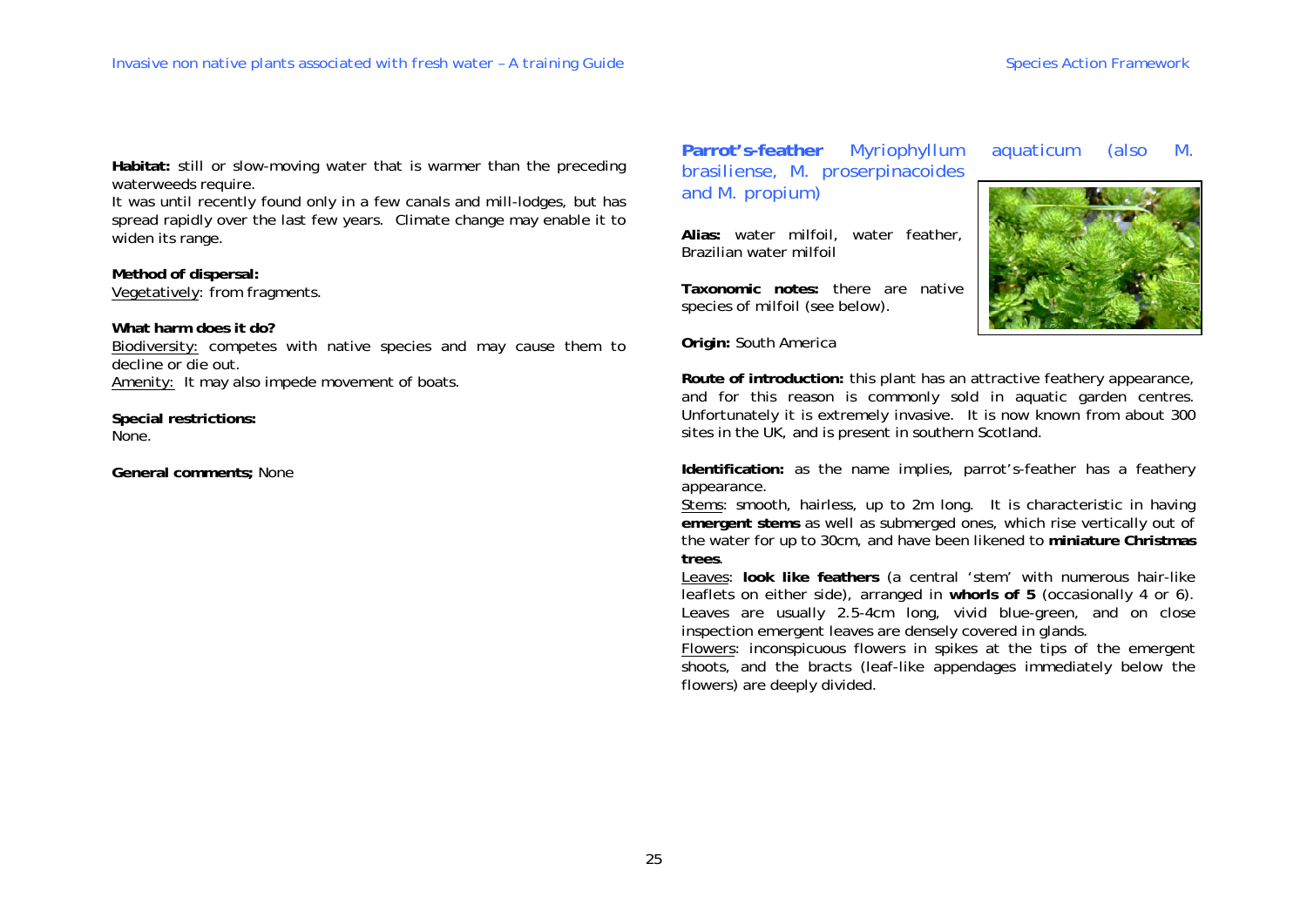**Habitat:** still or slow-moving water that is warmer than the preceding waterweeds require.

It was until recently found only in a few canals and mill-lodges, but has spread rapidly over the last few years. Climate change may enable it to widen its range.

**Method of dispersal:**

Vegetatively: from fragments.

**What harm does it do?**

Biodiversity: competes with native species and may cause them to decline or die out.

Amenity: It may also impede movement of boats.

**Special restrictions:**

None.

**General comments;** None

## **Parrot's-feather** Myriophyllum aquaticum (also M. brasiliense, M. proserpinacoides and M. propium)

**Alias:** water milfoil, water feather, Brazilian water milfoil

**Taxonomic notes:** there are native species of milfoil (see below).

**Origin:** South America

**Route of introduction:** this plant has an attractive feathery appearance, and for this reason is commonly sold in aquatic garden centres. Unfortunately it is extremely invasive. It is now known from about 300 sites in the UK, and is present in southern Scotland.

**Identification:** as the name implies, parrot's-feather has a feathery appearance.

Stems: smooth, hairless, up to 2m long. It is characteristic in having **emergent stems** as well as submerged ones, which rise vertically out of the water for up to 30cm, and have been likened to **miniature Christmas trees**.

Leaves: **look like feathers** (a central 'stem' with numerous hair-like leaflets on either side), arranged in **whorls of 5** (occasionally 4 or 6). Leaves are usually 2.5-4cm long, vivid blue-green, and on close inspection emergent leaves are densely covered in glands.

Flowers: inconspicuous flowers in spikes at the tips of the emergent shoots, and the bracts (leaf-like appendages immediately below the flowers) are deeply divided.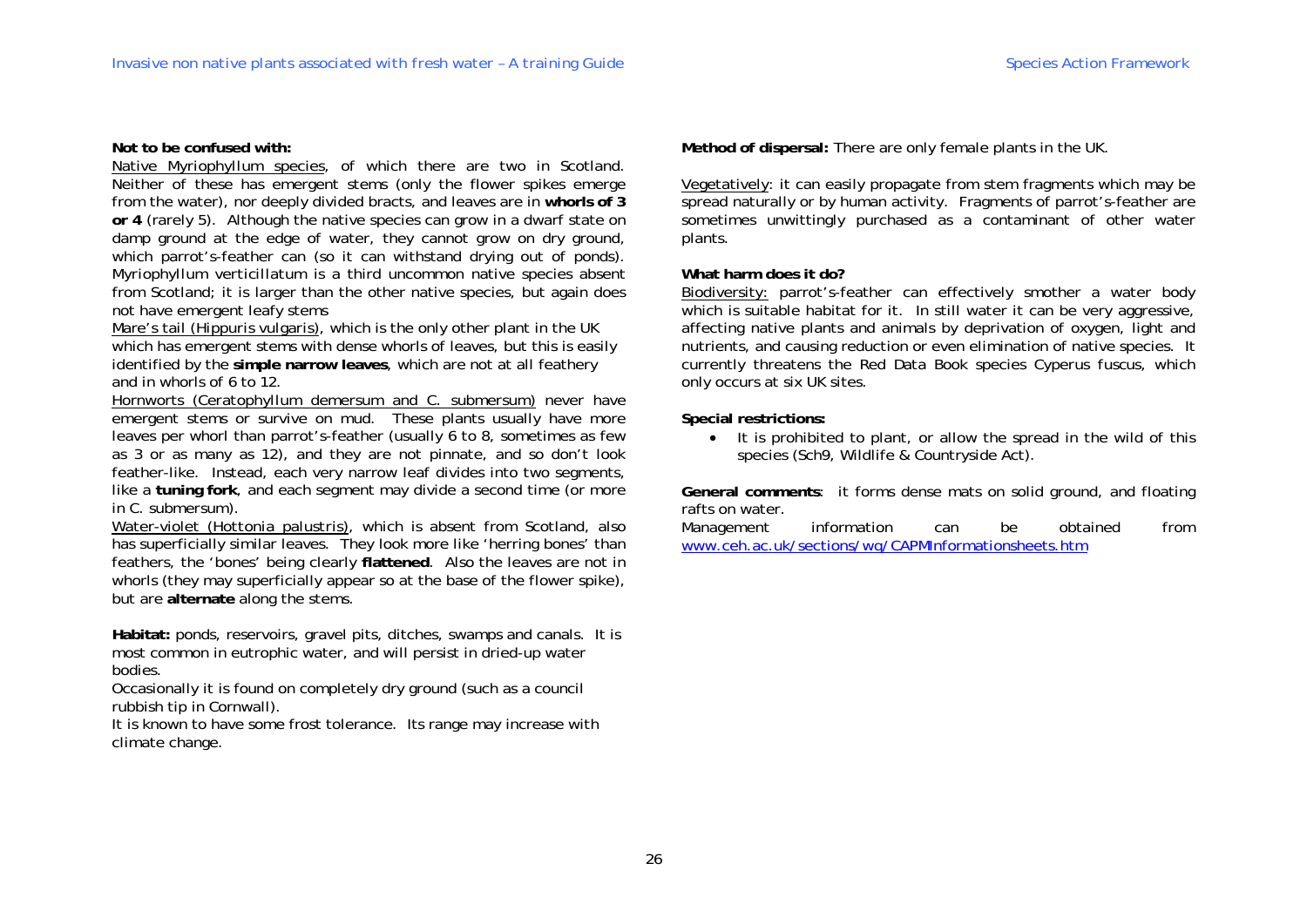**Not to be confused with:**

Native Myriophyllum species, of which there are two in Scotland. Neither of these has emergent stems (only the flower spikes emerge from the water), nor deeply divided bracts, and leaves are in **whorls of 3 or 4** (rarely 5). Although the native species can grow in a dwarf state on damp ground at the edge of water, they cannot grow on dry ground, which parrot's-feather can (so it can withstand drying out of ponds). Myriophyllum verticillatum is a third uncommon native species absent from Scotland; it is larger than the other native species, but again does not have emergent leafy stems

Mare's tail (Hippuris vulgaris), which is the only other plant in the UK which has emergent stems with dense whorls of leaves, but this is easily identified by the **simple narrow leaves**, which are not at all feathery and in whorls of 6 to 12.

Hornworts (Ceratophyllum demersum and C. submersum) never have emergent stems or survive on mud. These plants usually have more leaves per whorl than parrot's-feather (usually 6 to 8, sometimes as few as 3 or as many as 12), and they are not pinnate, and so don't look feather-like. Instead, each very narrow leaf divides into two segments, like a **tuning fork**, and each segment may divide a second time (or more in C. submersum).

Water-violet (Hottonia palustris), which is absent from Scotland, also has superficially similar leaves. They look more like 'herring bones' than feathers, the 'bones' being clearly **flattened**. Also the leaves are not in whorls (they may superficially appear so at the base of the flower spike), but are **alternate** along the stems.

**Habitat:** ponds, reservoirs, gravel pits, ditches, swamps and canals. It is most common in eutrophic water, and will persist in dried-up water bodies.

Occasionally it is found on completely dry ground (such as a council rubbish tip in Cornwall).

It is known to have some frost tolerance. Its range may increase with climate change.

**Method of dispersal:** There are only female plants in the UK.

Vegetatively: it can easily propagate from stem fragments which may be spread naturally or by human activity. Fragments of parrot's-feather are sometimes unwittingly purchased as a contaminant of other water plants.

**What harm does it do?**

Biodiversity: parrot's-feather can effectively smother a water body which is suitable habitat for it. In still water it can be very aggressive, affecting native plants and animals by deprivation of oxygen, light and nutrients, and causing reduction or even elimination of native species. It currently threatens the Red Data Book species Cyperus fuscus, which only occurs at six UK sites.

**Special restrictions:**

- It is prohibited to plant, or allow the spread in the wild of this species (Sch9, Wildlife & Countryside Act).

**General comments**: it forms dense mats on solid ground, and floating rafts on water.

Management information can be obtained from www.ceh.ac.uk/sections/wq/CAPMInformationsheets.htm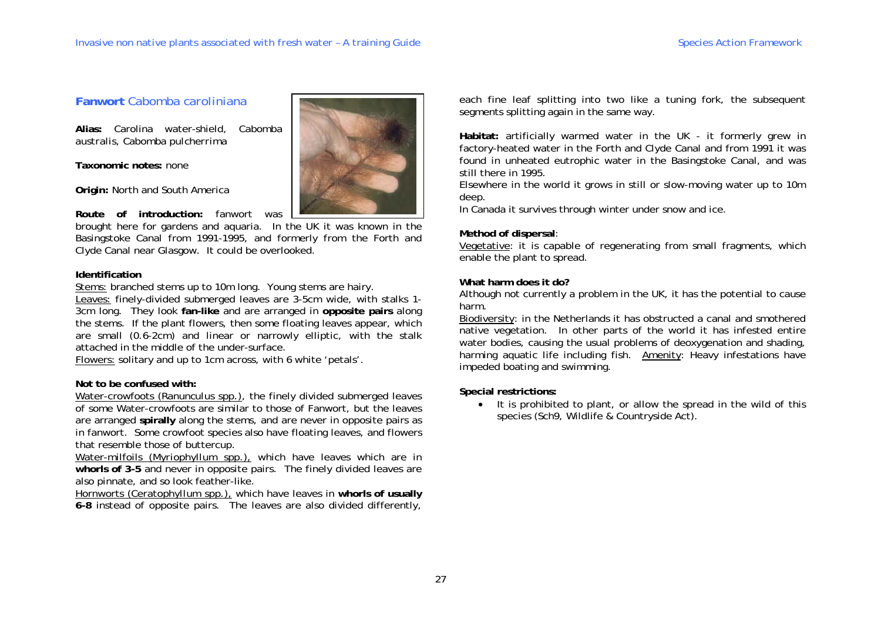## **Fanwort** Cabomba caroliniana

**Alias:** Carolina water-shield, Cabomba australis, Cabomba pulcherrima

**Taxonomic notes:** none

**Origin:** North and South America

**Route of introduction:** fanwort was brought here for gardens and aquaria. In the UK it was known in the Basingstoke Canal from 1991-1995, and formerly from the Forth and Clyde Canal near Glasgow. It could be overlooked.

**Identification**

Stems: branched stems up to 10m long. Young stems are hairy.

Leaves: finely-divided submerged leaves are 3-5cm wide, with stalks 1-3cm long. They look **fan-like** and are arranged in **opposite pairs** along the stems. If the plant flowers, then some floating leaves appear, which are small (0.6-2cm) and linear or narrowly elliptic, with the stalk attached in the middle of the under-surface.

Flowers: solitary and up to 1cm across, with 6 white 'petals'.

**Not to be confused with:**

Water-crowfoots (Ranunculus spp.), the finely divided submerged leaves of some Water-crowfoots are similar to those of Fanwort, but the leaves are arranged **spirally** along the stems, and are never in opposite pairs as in fanwort. Some crowfoot species also have floating leaves, and flowers that resemble those of buttercup.

Water-milfoils (Myriophyllum spp.), which have leaves which are in **whorls of 3-5** and never in opposite pairs. The finely divided leaves are also pinnate, and so look feather-like.

Hornworts (Ceratophyllum spp.), which have leaves in **whorls of usually 6-8** instead of opposite pairs. The leaves are also divided differently, each fine leaf splitting into two like a tuning fork, the subsequent segments splitting again in the same way.

**Habitat:** artificially warmed water in the UK - it formerly grew in factory-heated water in the Forth and Clyde Canal and from 1991 it was found in unheated eutrophic water in the Basingstoke Canal, and was still there in 1995.

Elsewhere in the world it grows in still or slow-moving water up to 10m deep.

In Canada it survives through winter under snow and ice.

**Method of dispersal**:

Vegetative: it is capable of regenerating from small fragments, which enable the plant to spread.

**What harm does it do?**

Although not currently a problem in the UK, it has the potential to cause harm.

Biodiversity: in the Netherlands it has obstructed a canal and smothered native vegetation. In other parts of the world it has infested entire water bodies, causing the usual problems of deoxygenation and shading, harming aquatic life including fish. Amenity: Heavy infestations have impeded boating and swimming.

**Special restrictions:**

- It is prohibited to plant, or allow the spread in the wild of this species (Sch9, Wildlife & Countryside Act).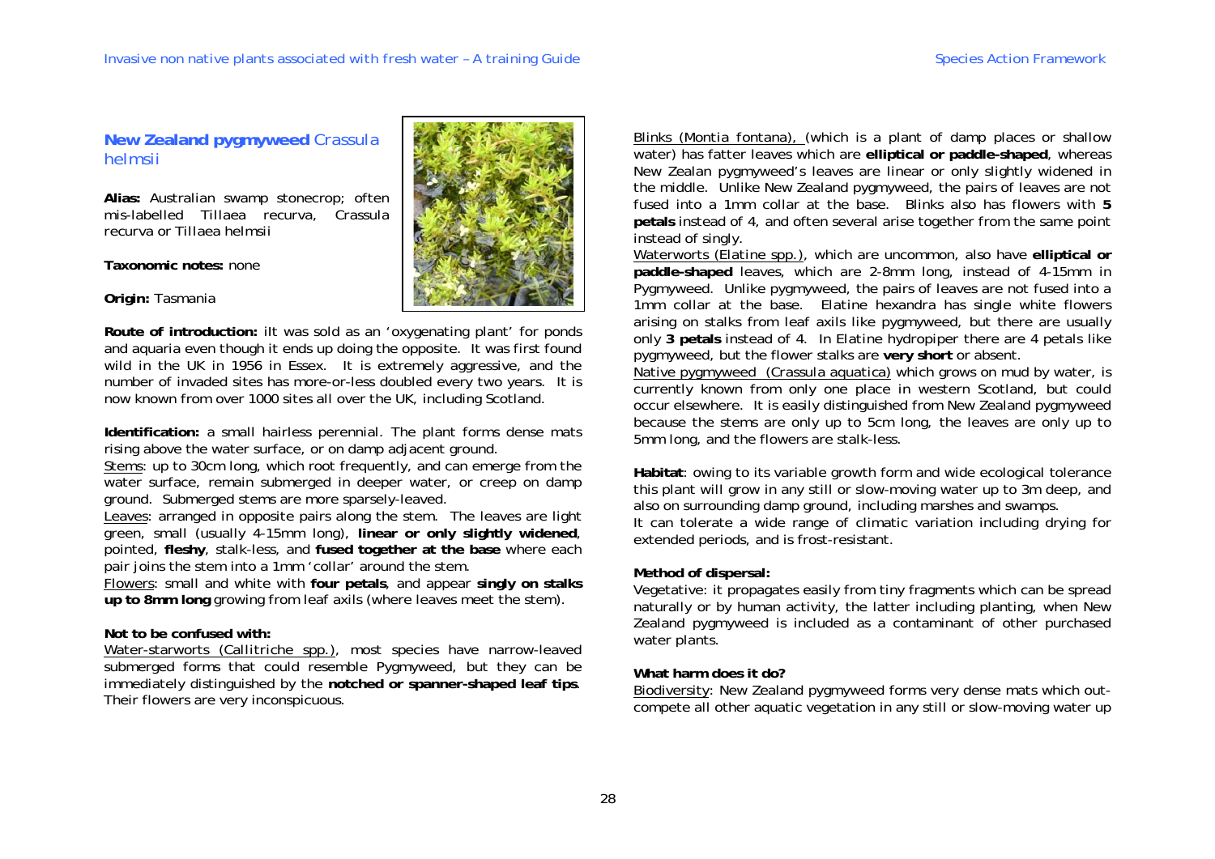## New Zealand pygmyweed *Crassula helmsii*

**Alias:** Australian swamp stonecrop; often mis-labelled Tillaea recurva, Crassula recurva or Tillaea helmsii

**Taxonomic notes:** none

**Origin:** Tasmania

**Route of introduction:** iIt was sold as an 'oxygenating plant' for ponds and aquaria even though it ends up doing the opposite. It was first found wild in the UK in 1956 in Essex. It is extremely aggressive, and the number of invaded sites has more-or-less doubled every two years. It is now known from over 1000 sites all over the UK, including Scotland.

**Identification:** a small hairless perennial. The plant forms dense mats rising above the water surface, or on damp adjacent ground.

Stems: up to 30cm long, which root frequently, and can emerge from the water surface, remain submerged in deeper water, or creep on damp ground. Submerged stems are more sparsely-leaved.

Leaves: arranged in opposite pairs along the stem. The leaves are light green, small (usually 4-15mm long), **linear or only slightly widened**, pointed, **fleshy**, stalk-less, and **fused together at the base** where each pair joins the stem into a 1mm 'collar' around the stem.

Flowers: small and white with **four petals**, and appear **singly on stalks up to 8mm long** growing from leaf axils (where leaves meet the stem).

**Not to be confused with:**

Water-starworts (Callitriche spp.), most species have narrow-leaved submerged forms that could resemble Pygmyweed, but they can be immediately distinguished by the **notched or spanner-shaped leaf tips**. Their flowers are very inconspicuous.

Blinks (Montia fontana), (which is a plant of damp places or shallow water) has fatter leaves which are **elliptical or paddle-shaped**, whereas New Zealan pygmyweed's leaves are linear or only slightly widened in the middle. Unlike New Zealand pygmyweed, the pairs of leaves are not fused into a 1mm collar at the base. Blinks also has flowers with **5 petals** instead of 4, and often several arise together from the same point instead of singly.

Waterworts (Elatine spp.), which are uncommon, also have **elliptical or paddle-shaped** leaves, which are 2-8mm long, instead of 4-15mm in Pygmyweed. Unlike pygmyweed, the pairs of leaves are not fused into a 1mm collar at the base. Elatine hexandra has single white flowers arising on stalks from leaf axils like pygmyweed, but there are usually only **3 petals** instead of 4. In Elatine hydropiper there are 4 petals like pygmyweed, but the flower stalks are **very short** or absent.

Native pygmyweed (Crassula aquatica) which grows on mud by water, is currently known from only one place in western Scotland, but could occur elsewhere. It is easily distinguished from New Zealand pygmyweed because the stems are only up to 5cm long, the leaves are only up to 5mm long, and the flowers are stalk-less.

**Habitat**: owing to its variable growth form and wide ecological tolerance this plant will grow in any still or slow-moving water up to 3m deep, and also on surrounding damp ground, including marshes and swamps.

It can tolerate a wide range of climatic variation including drying for extended periods, and is frost-resistant.

**Method of dispersal:**

Vegetative: it propagates easily from tiny fragments which can be spread naturally or by human activity, the latter including planting, when New Zealand pygmyweed is included as a contaminant of other purchased water plants.

**What harm does it do?**

Biodiversity: New Zealand pygmyweed forms very dense mats which out-compete all other aquatic vegetation in any still or slow-moving water up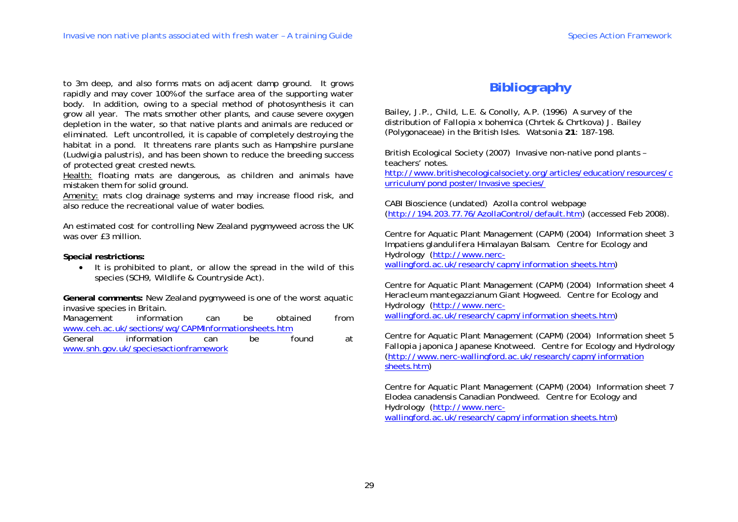to 3m deep, and also forms mats on adjacent damp ground. It grows rapidly and may cover 100% of the surface area of the supporting water body. In addition, owing to a special method of photosynthesis it can grow all year. The mats smother other plants, and cause severe oxygen depletion in the water, so that native plants and animals are reduced or eliminated. Left uncontrolled, it is capable of completely destroying the habitat in a pond. It threatens rare plants such as Hampshire purslane (Ludwigia palustris), and has been shown to reduce the breeding success of protected great crested newts.

Health: floating mats are dangerous, as children and animals have mistaken them for solid ground.

Amenity: mats clog drainage systems and may increase flood risk, and also reduce the recreational value of water bodies.

An estimated cost for controlling New Zealand pygmyweed across the UK was over £3 million.

**Special restrictions:**

- It is prohibited to plant, or allow the spread in the wild of this species (SCH9, Wildlife & Countryside Act).

**General comments:** New Zealand pygmyweed is one of the worst aquatic invasive species in Britain.

Management information can be obtained from www.ceh.ac.uk/sections/wq/CAPMInformationsheets.htm

General information can be found at www.snh.gov.uk/speciesactionframework

# Bibliography

Bailey, J.P., Child, L.E. & Conolly, A.P. (1996) A survey of the distribution of Fallopia x bohemica (Chrtek & Chrtkova) J. Bailey (Polygonaceae) in the British Isles. Watsonia **21**: 187-198.

British Ecological Society (2007) Invasive non-native pond plants – teachers' notes. http://www.britishecologicalsociety.org/articles/education/resources/curriculum/pond poster/Invasive species/

CABI Bioscience (undated) Azolla control webpage (http://194.203.77.76/AzollaControl/default.htm) (accessed Feb 2008).

Centre for Aquatic Plant Management (CAPM) (2004) Information sheet 3 Impatiens glandulifera Himalayan Balsam. Centre for Ecology and Hydrology (http://www.nerc-wallingford.ac.uk/research/capm/information sheets.htm)

Centre for Aquatic Plant Management (CAPM) (2004) Information sheet 4 Heracleum mantegazzianum Giant Hogweed. Centre for Ecology and Hydrology (http://www.nerc-wallingford.ac.uk/research/capm/information sheets.htm)

Centre for Aquatic Plant Management (CAPM) (2004) Information sheet 5 Fallopia japonica Japanese Knotweed. Centre for Ecology and Hydrology (http://www.nerc-wallingford.ac.uk/research/capm/information sheets.htm)

Centre for Aquatic Plant Management (CAPM) (2004) Information sheet 7 Elodea canadensis Canadian Pondweed. Centre for Ecology and Hydrology (http://www.nerc-wallingford.ac.uk/research/capm/information sheets.htm)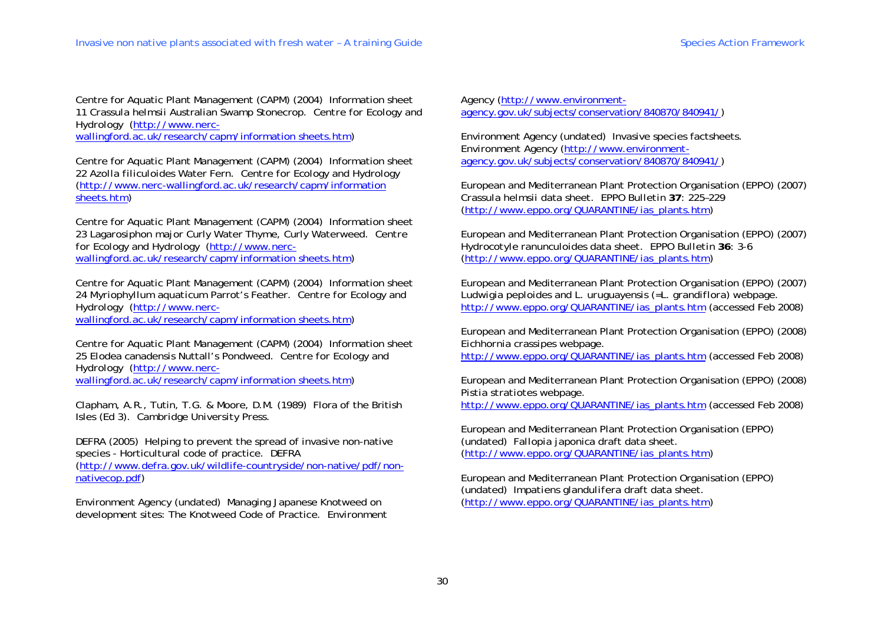Centre for Aquatic Plant Management (CAPM) (2004) Information sheet 11 Crassula helmsii Australian Swamp Stonecrop. Centre for Ecology and Hydrology (http://www.nerc-wallingford.ac.uk/research/capm/information sheets.htm)

Centre for Aquatic Plant Management (CAPM) (2004) Information sheet 22 Azolla filiculoides Water Fern. Centre for Ecology and Hydrology (http://www.nerc-wallingford.ac.uk/research/capm/information sheets.htm)

Centre for Aquatic Plant Management (CAPM) (2004) Information sheet 23 Lagarosiphon major Curly Water Thyme, Curly Waterweed. Centre for Ecology and Hydrology (http://www.nerc-wallingford.ac.uk/research/capm/information sheets.htm)

Centre for Aquatic Plant Management (CAPM) (2004) Information sheet 24 Myriophyllum aquaticum Parrot's Feather. Centre for Ecology and Hydrology (http://www.nerc-wallingford.ac.uk/research/capm/information sheets.htm)

Centre for Aquatic Plant Management (CAPM) (2004) Information sheet 25 Elodea canadensis Nuttall's Pondweed. Centre for Ecology and Hydrology (http://www.nerc-wallingford.ac.uk/research/capm/information sheets.htm)

Clapham, A.R., Tutin, T.G. & Moore, D.M. (1989) Flora of the British Isles (Ed 3). Cambridge University Press.

DEFRA (2005) Helping to prevent the spread of invasive non-native species - Horticultural code of practice. DEFRA (http://www.defra.gov.uk/wildlife-countryside/non-native/pdf/non-nativecop.pdf)

Environment Agency (undated) Managing Japanese Knotweed on development sites: The Knotweed Code of Practice. Environment Agency (http://www.environment-agency.gov.uk/subjects/conservation/840870/840941/)

Environment Agency (undated) Invasive species factsheets. Environment Agency (http://www.environment-agency.gov.uk/subjects/conservation/840870/840941/)

European and Mediterranean Plant Protection Organisation (EPPO) (2007) Crassula helmsii data sheet. EPPO Bulletin **37**: 225–229 (http://www.eppo.org/QUARANTINE/ias_plants.htm)

European and Mediterranean Plant Protection Organisation (EPPO) (2007) Hydrocotyle ranunculoides data sheet. EPPO Bulletin **36**: 3-6 (http://www.eppo.org/QUARANTINE/ias_plants.htm)

European and Mediterranean Plant Protection Organisation (EPPO) (2007) Ludwigia peploides and L. uruguayensis (=L. grandiflora) webpage. http://www.eppo.org/QUARANTINE/ias_plants.htm (accessed Feb 2008)

European and Mediterranean Plant Protection Organisation (EPPO) (2008) Eichhornia crassipes webpage. http://www.eppo.org/QUARANTINE/ias_plants.htm (accessed Feb 2008)

European and Mediterranean Plant Protection Organisation (EPPO) (2008) Pistia stratiotes webpage. http://www.eppo.org/QUARANTINE/ias_plants.htm (accessed Feb 2008)

European and Mediterranean Plant Protection Organisation (EPPO) (undated) Fallopia japonica draft data sheet. (http://www.eppo.org/QUARANTINE/ias_plants.htm)

European and Mediterranean Plant Protection Organisation (EPPO) (undated) Impatiens glandulifera draft data sheet. (http://www.eppo.org/QUARANTINE/ias_plants.htm)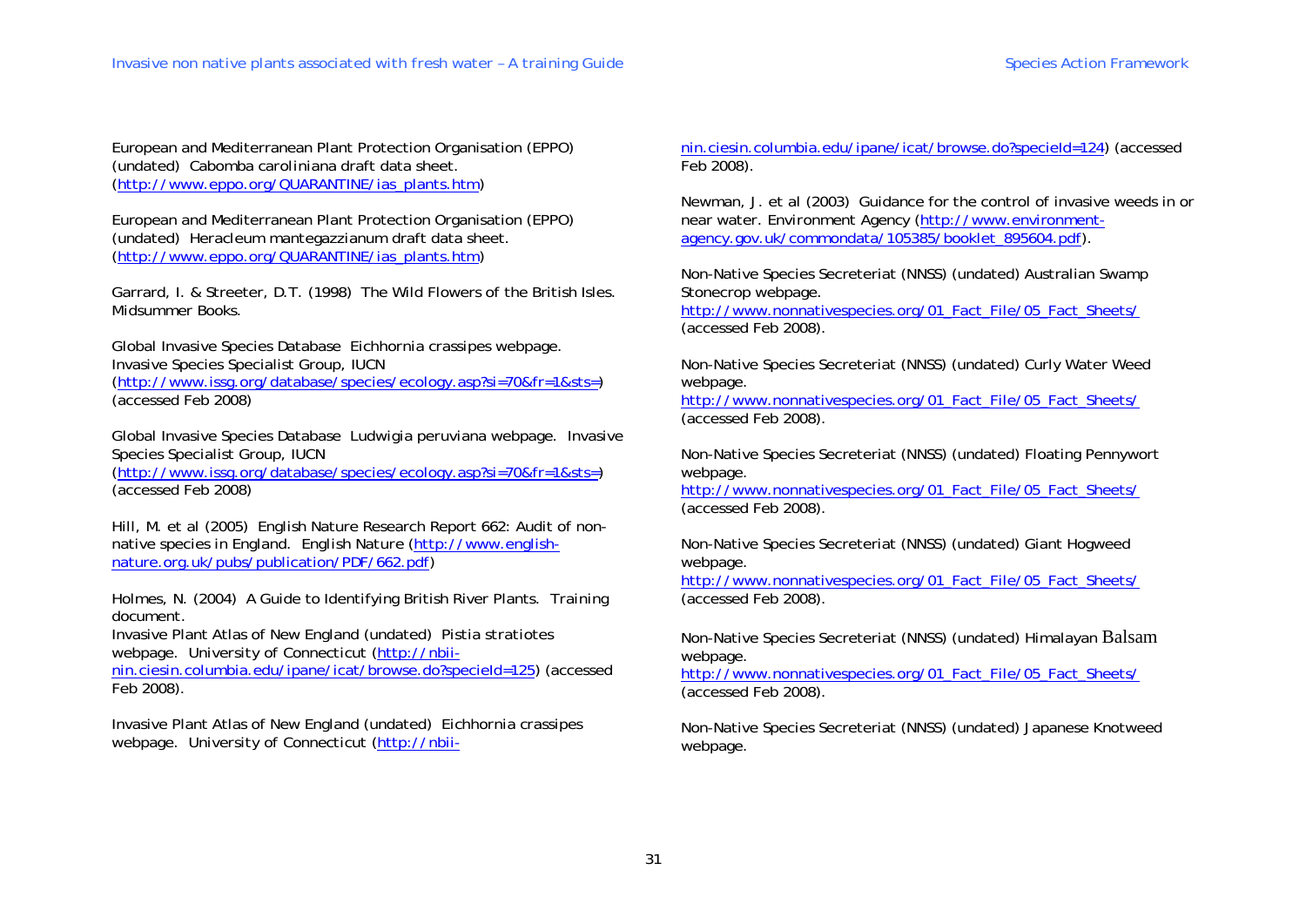European and Mediterranean Plant Protection Organisation (EPPO) (undated) Cabomba caroliniana draft data sheet. (http://www.eppo.org/QUARANTINE/ias_plants.htm)

European and Mediterranean Plant Protection Organisation (EPPO) (undated) Heracleum mantegazzianum draft data sheet. (http://www.eppo.org/QUARANTINE/ias_plants.htm)

Garrard, I. & Streeter, D.T. (1998) The Wild Flowers of the British Isles. Midsummer Books.

Global Invasive Species Database Eichhornia crassipes webpage. Invasive Species Specialist Group, IUCN (http://www.issg.org/database/species/ecology.asp?si=70&fr=1&sts=) (accessed Feb 2008)

Global Invasive Species Database Ludwigia peruviana webpage. Invasive Species Specialist Group, IUCN (http://www.issg.org/database/species/ecology.asp?si=70&fr=1&sts=) (accessed Feb 2008)

Hill, M. et al (2005) English Nature Research Report 662: Audit of non-native species in England. English Nature (http://www.english-nature.org.uk/pubs/publication/PDF/662.pdf)

Holmes, N. (2004) A Guide to Identifying British River Plants. Training document.
Invasive Plant Atlas of New England (undated) Pistia stratiotes webpage. University of Connecticut (http://nbii-nin.ciesin.columbia.edu/ipane/icat/browse.do?specieId=125) (accessed Feb 2008).

Invasive Plant Atlas of New England (undated) Eichhornia crassipes webpage. University of Connecticut (http://nbii-nin.ciesin.columbia.edu/ipane/icat/browse.do?specieId=124) (accessed Feb 2008).

Newman, J. et al (2003) Guidance for the control of invasive weeds in or near water. Environment Agency (http://www.environment-agency.gov.uk/commondata/105385/booklet_895604.pdf).

Non-Native Species Secreteriat (NNSS) (undated) Australian Swamp Stonecrop webpage.
http://www.nonnativespecies.org/01_Fact_File/05_Fact_Sheets/ (accessed Feb 2008).

Non-Native Species Secreteriat (NNSS) (undated) Curly Water Weed webpage.
http://www.nonnativespecies.org/01_Fact_File/05_Fact_Sheets/ (accessed Feb 2008).

Non-Native Species Secreteriat (NNSS) (undated) Floating Pennywort webpage.
http://www.nonnativespecies.org/01_Fact_File/05_Fact_Sheets/ (accessed Feb 2008).

Non-Native Species Secreteriat (NNSS) (undated) Giant Hogweed webpage.
http://www.nonnativespecies.org/01_Fact_File/05_Fact_Sheets/ (accessed Feb 2008).

Non-Native Species Secreteriat (NNSS) (undated) Himalayan Balsam webpage.
http://www.nonnativespecies.org/01_Fact_File/05_Fact_Sheets/ (accessed Feb 2008).

Non-Native Species Secreteriat (NNSS) (undated) Japanese Knotweed webpage.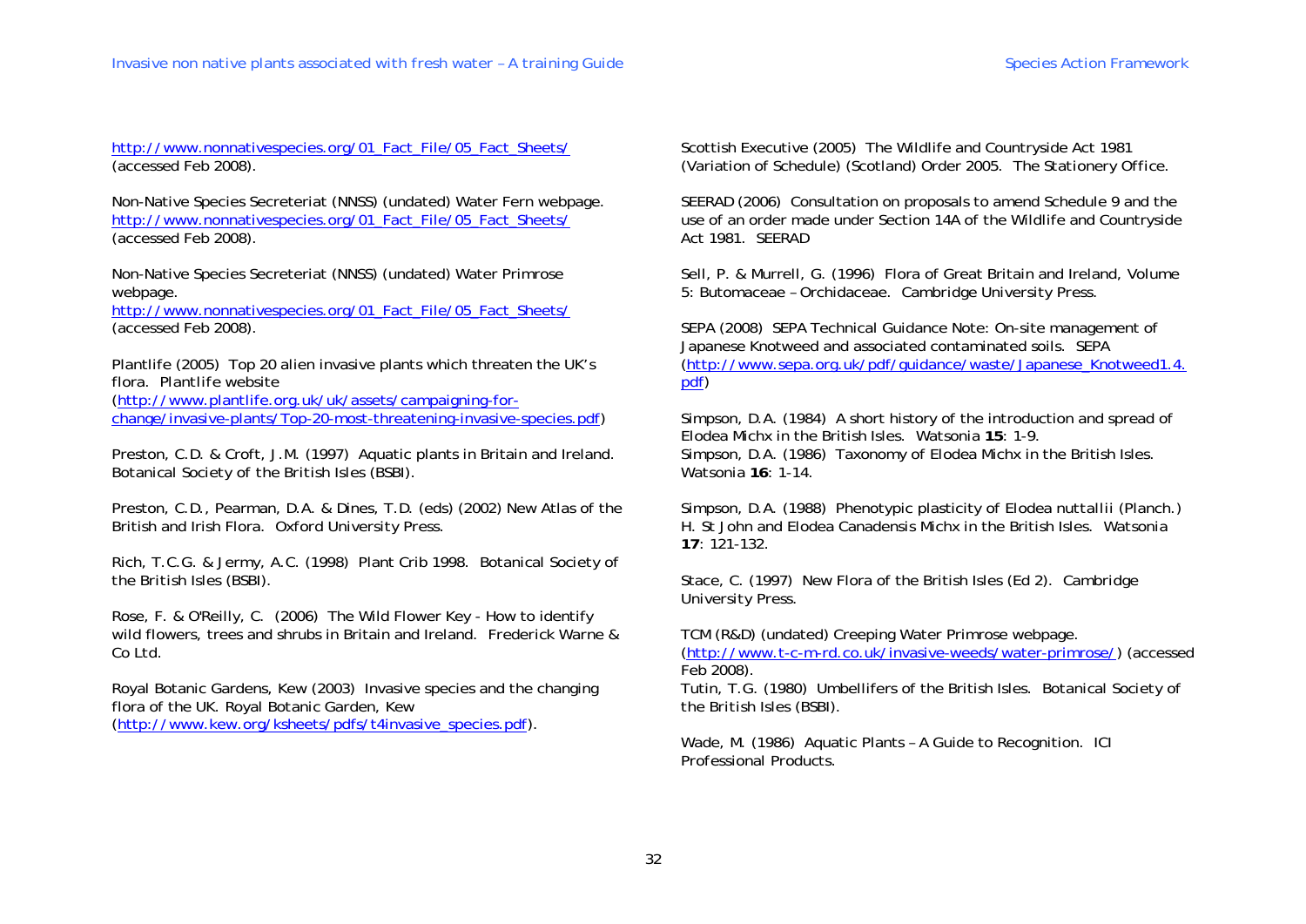http://www.nonnativespecies.org/01_Fact_File/05_Fact_Sheets/ (accessed Feb 2008).

Non-Native Species Secreteriat (NNSS) (undated) Water Fern webpage. http://www.nonnativespecies.org/01_Fact_File/05_Fact_Sheets/ (accessed Feb 2008).

Non-Native Species Secreteriat (NNSS) (undated) Water Primrose webpage. http://www.nonnativespecies.org/01_Fact_File/05_Fact_Sheets/ (accessed Feb 2008).

Plantlife (2005) Top 20 alien invasive plants which threaten the UK's flora. Plantlife website (http://www.plantlife.org.uk/uk/assets/campaigning-for-change/invasive-plants/Top-20-most-threatening-invasive-species.pdf)

Preston, C.D. & Croft, J.M. (1997) Aquatic plants in Britain and Ireland. Botanical Society of the British Isles (BSBI).

Preston, C.D., Pearman, D.A. & Dines, T.D. (eds) (2002) New Atlas of the British and Irish Flora. Oxford University Press.

Rich, T.C.G. & Jermy, A.C. (1998) Plant Crib 1998. Botanical Society of the British Isles (BSBI).

Rose, F. & O'Reilly, C. (2006) The Wild Flower Key - How to identify wild flowers, trees and shrubs in Britain and Ireland. Frederick Warne & Co Ltd.

Royal Botanic Gardens, Kew (2003) Invasive species and the changing flora of the UK. Royal Botanic Garden, Kew (http://www.kew.org/ksheets/pdfs/t4invasive_species.pdf).

Scottish Executive (2005) The Wildlife and Countryside Act 1981 (Variation of Schedule) (Scotland) Order 2005. The Stationery Office.

SEERAD (2006) Consultation on proposals to amend Schedule 9 and the use of an order made under Section 14A of the Wildlife and Countryside Act 1981. SEERAD

Sell, P. & Murrell, G. (1996) Flora of Great Britain and Ireland, Volume 5: Butomaceae – Orchidaceae. Cambridge University Press.

SEPA (2008) SEPA Technical Guidance Note: On-site management of Japanese Knotweed and associated contaminated soils. SEPA (http://www.sepa.org.uk/pdf/guidance/waste/Japanese_Knotweed1.4.pdf)

Simpson, D.A. (1984) A short history of the introduction and spread of Elodea Michx in the British Isles. Watsonia **15**: 1-9.

Simpson, D.A. (1986) Taxonomy of Elodea Michx in the British Isles. Watsonia **16**: 1-14.

Simpson, D.A. (1988) Phenotypic plasticity of Elodea nuttallii (Planch.) H. St John and Elodea Canadensis Michx in the British Isles. Watsonia **17**: 121-132.

Stace, C. (1997) New Flora of the British Isles (Ed 2). Cambridge University Press.

TCM (R&D) (undated) Creeping Water Primrose webpage. (http://www.t-c-m-rd.co.uk/invasive-weeds/water-primrose/) (accessed Feb 2008).

Tutin, T.G. (1980) Umbellifers of the British Isles. Botanical Society of the British Isles (BSBI).

Wade, M. (1986) Aquatic Plants – A Guide to Recognition. ICI Professional Products.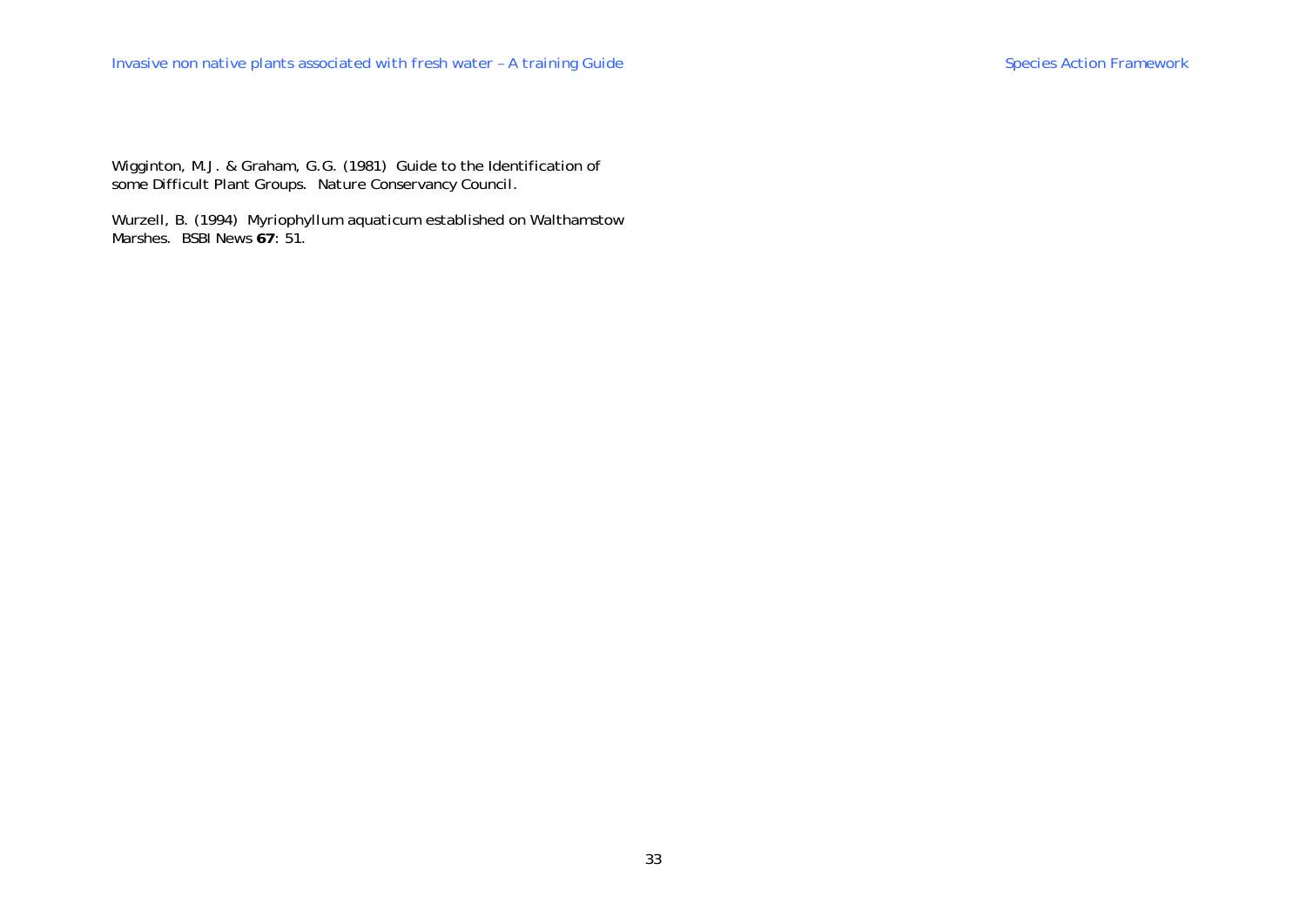Wigginton, M.J. & Graham, G.G. (1981) Guide to the Identification of some Difficult Plant Groups. Nature Conservancy Council.

Wurzell, B. (1994) Myriophyllum aquaticum established on Walthamstow Marshes. BSBI News **67**: 51.